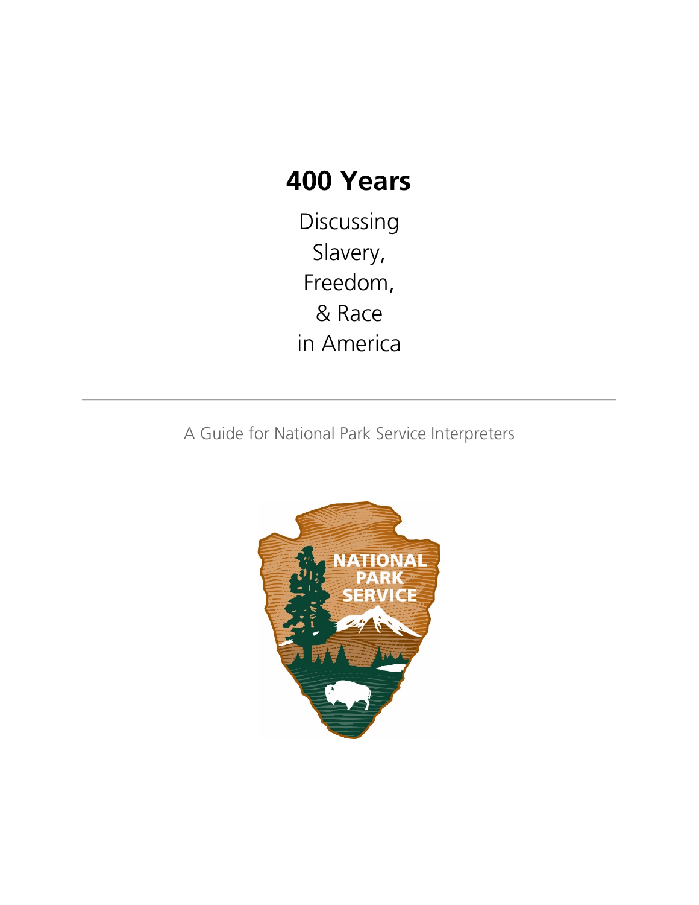# 400 Years

Discussing
Slavery,
Freedom,
& Race
in America

---

A Guide for National Park Service Interpreters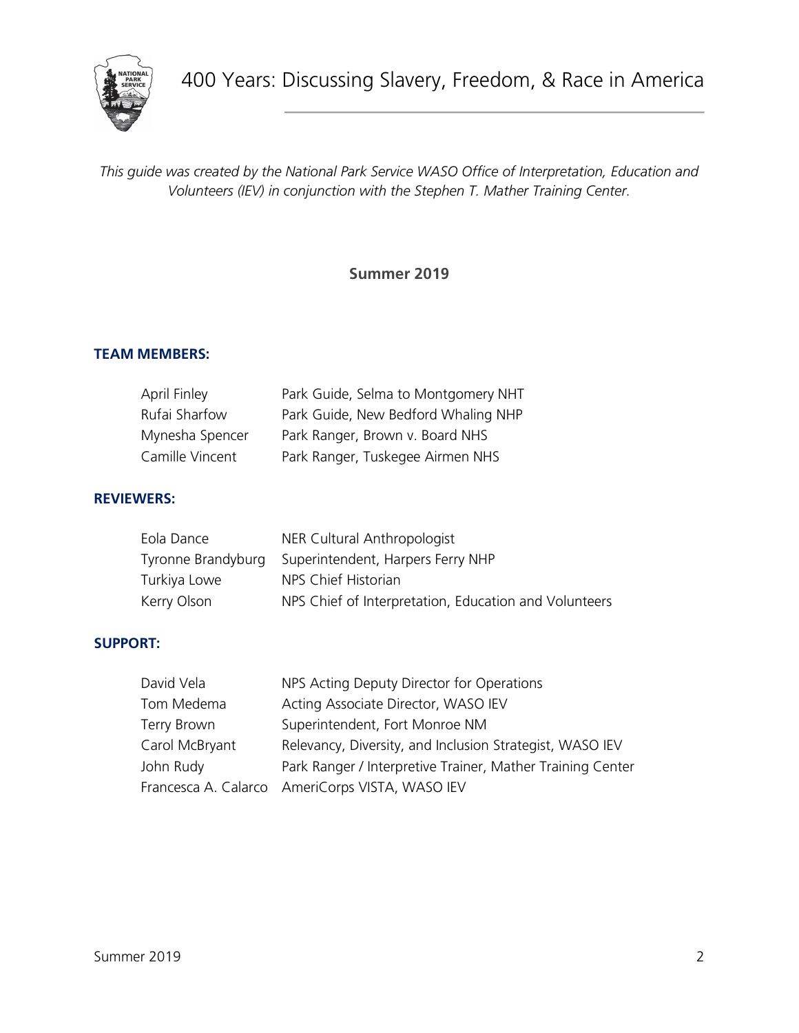*This guide was created by the National Park Service WASO Office of Interpretation, Education and Volunteers (IEV) in conjunction with the Stephen T. Mather Training Center.*

**Summer 2019**

### TEAM MEMBERS:

| | |
|---|---|
| April Finley | Park Guide, Selma to Montgomery NHT |
| Rufai Sharfow | Park Guide, New Bedford Whaling NHP |
| Mynesha Spencer | Park Ranger, Brown v. Board NHS |
| Camille Vincent | Park Ranger, Tuskegee Airmen NHS |

### REVIEWERS:

| | |
|---|---|
| Eola Dance | NER Cultural Anthropologist |
| Tyronne Brandyburg | Superintendent, Harpers Ferry NHP |
| Turkiya Lowe | NPS Chief Historian |
| Kerry Olson | NPS Chief of Interpretation, Education and Volunteers |

### SUPPORT:

| | |
|---|---|
| David Vela | NPS Acting Deputy Director for Operations |
| Tom Medema | Acting Associate Director, WASO IEV |
| Terry Brown | Superintendent, Fort Monroe NM |
| Carol McBryant | Relevancy, Diversity, and Inclusion Strategist, WASO IEV |
| John Rudy | Park Ranger / Interpretive Trainer, Mather Training Center |
| Francesca A. Calarco | AmeriCorps VISTA, WASO IEV |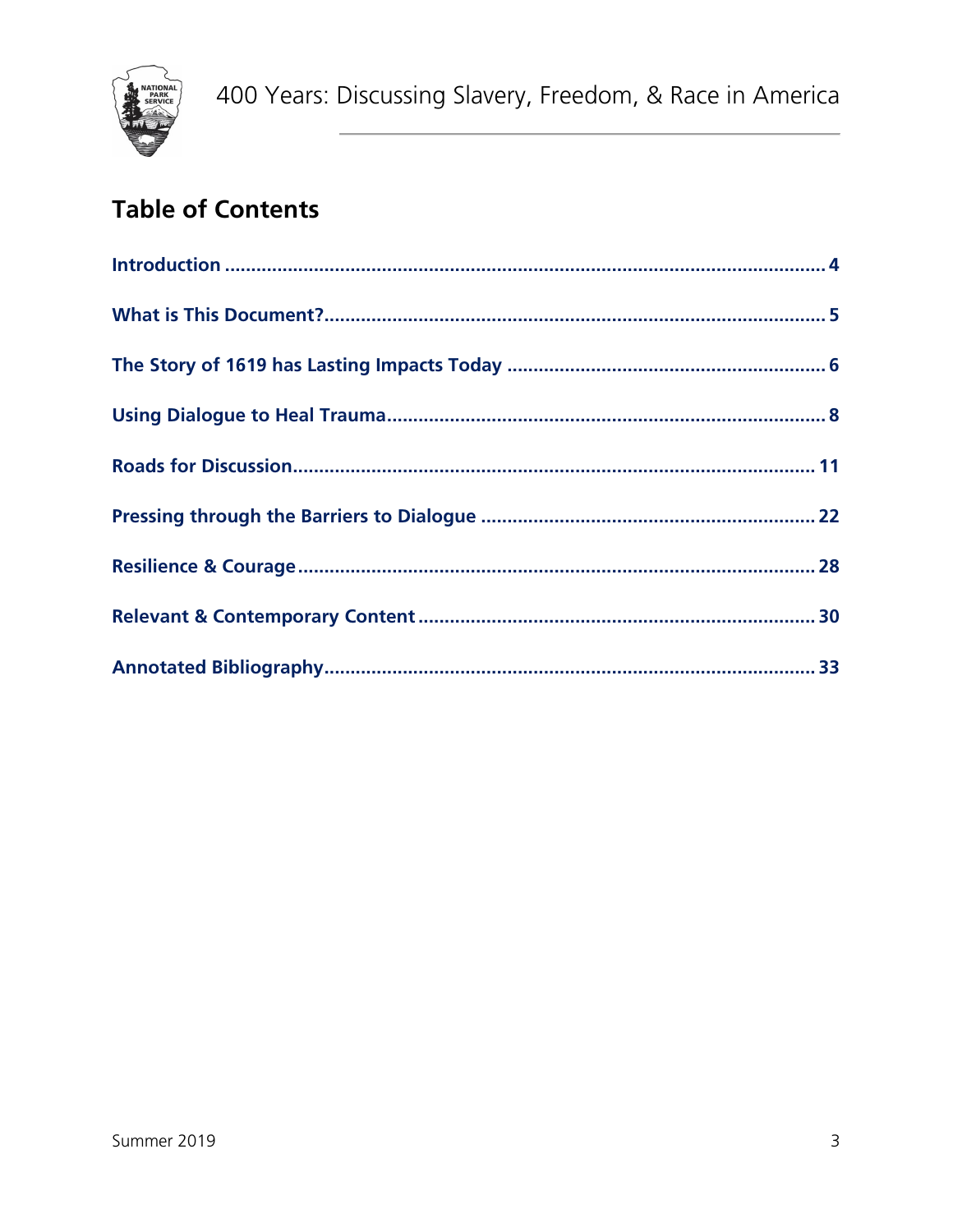## Table of Contents

Introduction .......... 4

What is This Document? .......... 5

The Story of 1619 has Lasting Impacts Today .......... 6

Using Dialogue to Heal Trauma .......... 8

Roads for Discussion .......... 11

Pressing through the Barriers to Dialogue .......... 22

Resilience & Courage .......... 28

Relevant & Contemporary Content .......... 30

Annotated Bibliography .......... 33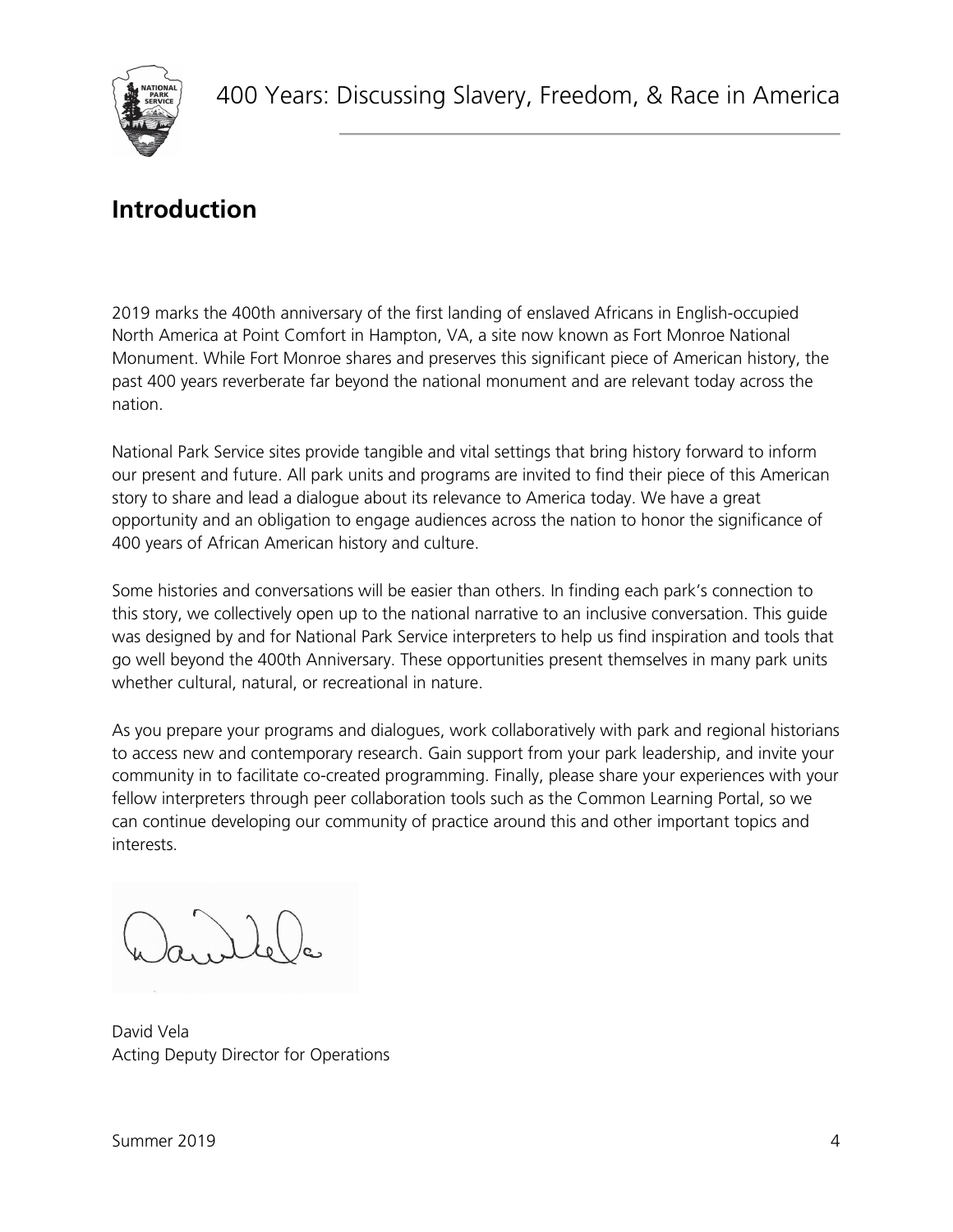## Introduction

2019 marks the 400th anniversary of the first landing of enslaved Africans in English-occupied North America at Point Comfort in Hampton, VA, a site now known as Fort Monroe National Monument. While Fort Monroe shares and preserves this significant piece of American history, the past 400 years reverberate far beyond the national monument and are relevant today across the nation.

National Park Service sites provide tangible and vital settings that bring history forward to inform our present and future. All park units and programs are invited to find their piece of this American story to share and lead a dialogue about its relevance to America today. We have a great opportunity and an obligation to engage audiences across the nation to honor the significance of 400 years of African American history and culture.

Some histories and conversations will be easier than others. In finding each park's connection to this story, we collectively open up to the national narrative to an inclusive conversation. This guide was designed by and for National Park Service interpreters to help us find inspiration and tools that go well beyond the 400th Anniversary. These opportunities present themselves in many park units whether cultural, natural, or recreational in nature.

As you prepare your programs and dialogues, work collaboratively with park and regional historians to access new and contemporary research. Gain support from your park leadership, and invite your community in to facilitate co-created programming. Finally, please share your experiences with your fellow interpreters through peer collaboration tools such as the Common Learning Portal, so we can continue developing our community of practice around this and other important topics and interests.

David Vela
Acting Deputy Director for Operations

Summer 2019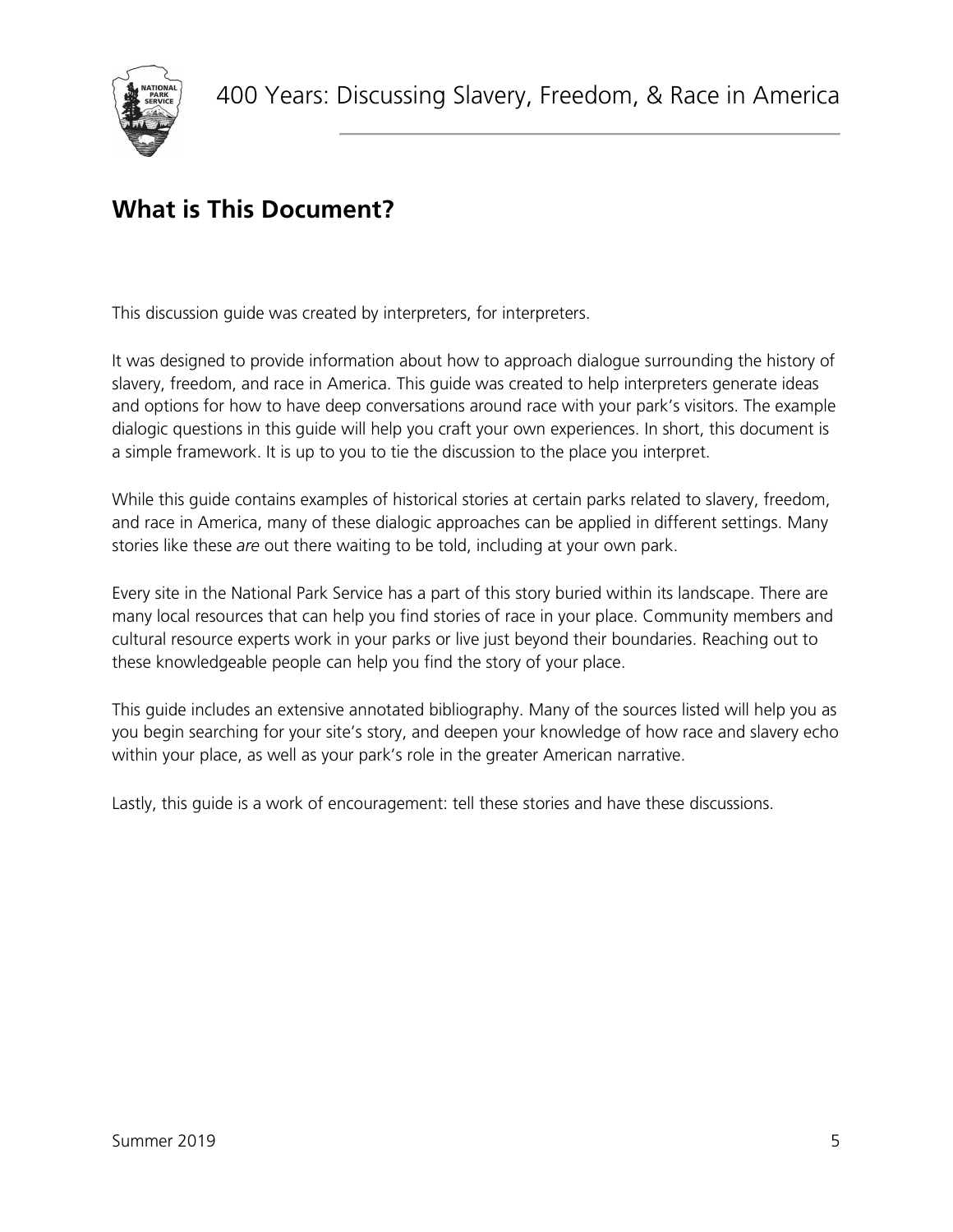## What is This Document?

This discussion guide was created by interpreters, for interpreters.

It was designed to provide information about how to approach dialogue surrounding the history of slavery, freedom, and race in America. This guide was created to help interpreters generate ideas and options for how to have deep conversations around race with your park's visitors. The example dialogic questions in this guide will help you craft your own experiences. In short, this document is a simple framework. It is up to you to tie the discussion to the place you interpret.

While this guide contains examples of historical stories at certain parks related to slavery, freedom, and race in America, many of these dialogic approaches can be applied in different settings. Many stories like these *are* out there waiting to be told, including at your own park.

Every site in the National Park Service has a part of this story buried within its landscape. There are many local resources that can help you find stories of race in your place. Community members and cultural resource experts work in your parks or live just beyond their boundaries. Reaching out to these knowledgeable people can help you find the story of your place.

This guide includes an extensive annotated bibliography. Many of the sources listed will help you as you begin searching for your site's story, and deepen your knowledge of how race and slavery echo within your place, as well as your park's role in the greater American narrative.

Lastly, this guide is a work of encouragement: tell these stories and have these discussions.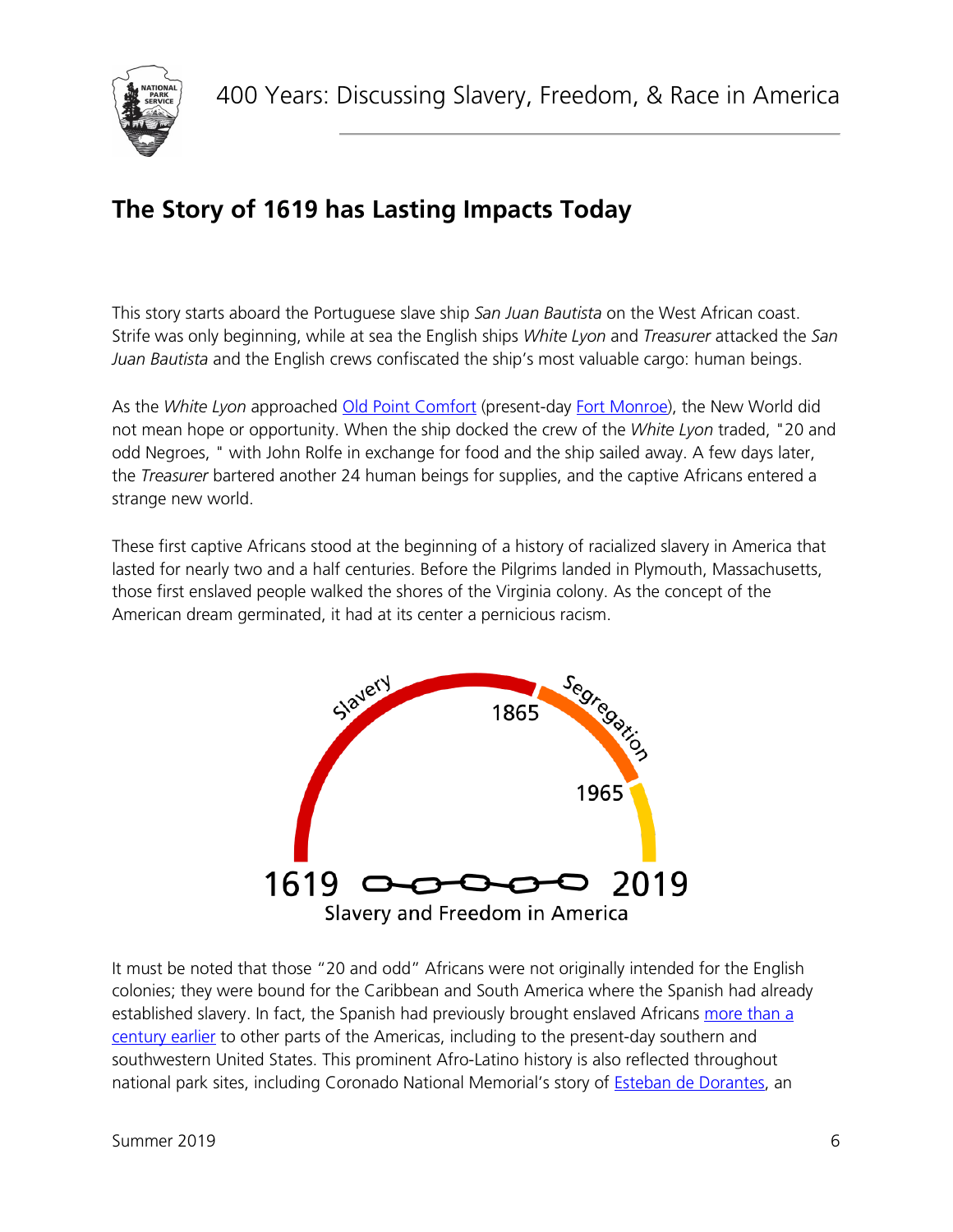## The Story of 1619 has Lasting Impacts Today

This story starts aboard the Portuguese slave ship *San Juan Bautista* on the West African coast. Strife was only beginning, while at sea the English ships *White Lyon* and *Treasurer* attacked the *San Juan Bautista* and the English crews confiscated the ship's most valuable cargo: human beings.

As the *White Lyon* approached Old Point Comfort (present-day Fort Monroe), the New World did not mean hope or opportunity. When the ship docked the crew of the *White Lyon* traded, "20 and odd Negroes, " with John Rolfe in exchange for food and the ship sailed away. A few days later, the *Treasurer* bartered another 24 human beings for supplies, and the captive Africans entered a strange new world.

These first captive Africans stood at the beginning of a history of racialized slavery in America that lasted for nearly two and a half centuries. Before the Pilgrims landed in Plymouth, Massachusetts, those first enslaved people walked the shores of the Virginia colony. As the concept of the American dream germinated, it had at its center a pernicious racism.

Slavery 1865 Segregation 1965

1619 2019

Slavery and Freedom in America

It must be noted that those "20 and odd" Africans were not originally intended for the English colonies; they were bound for the Caribbean and South America where the Spanish had already established slavery. In fact, the Spanish had previously brought enslaved Africans more than a century earlier to other parts of the Americas, including to the present-day southern and southwestern United States. This prominent Afro-Latino history is also reflected throughout national park sites, including Coronado National Memorial's story of Esteban de Dorantes, an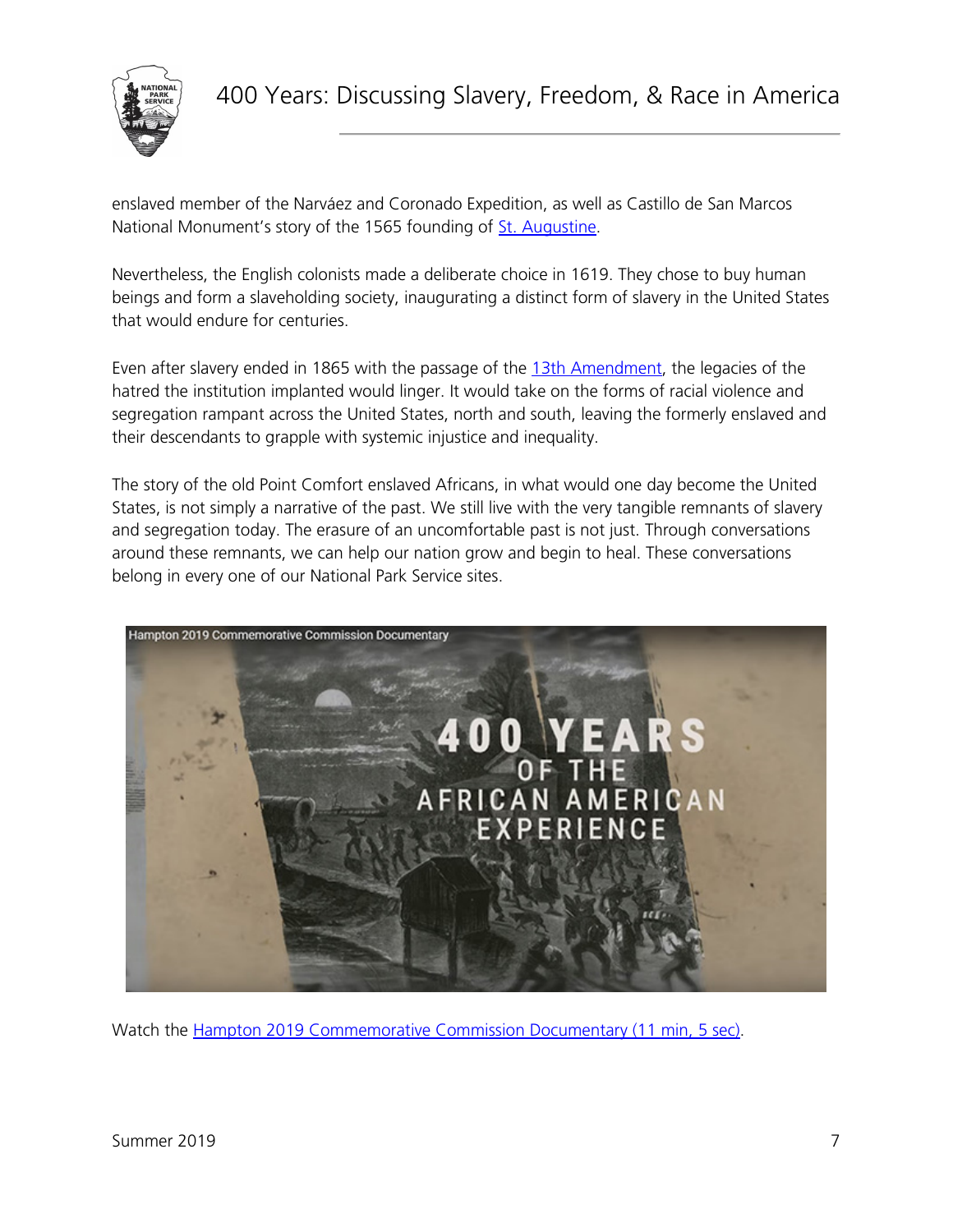enslaved member of the Narváez and Coronado Expedition, as well as Castillo de San Marcos National Monument's story of the 1565 founding of St. Augustine.

Nevertheless, the English colonists made a deliberate choice in 1619. They chose to buy human beings and form a slaveholding society, inaugurating a distinct form of slavery in the United States that would endure for centuries.

Even after slavery ended in 1865 with the passage of the 13th Amendment, the legacies of the hatred the institution implanted would linger. It would take on the forms of racial violence and segregation rampant across the United States, north and south, leaving the formerly enslaved and their descendants to grapple with systemic injustice and inequality.

The story of the old Point Comfort enslaved Africans, in what would one day become the United States, is not simply a narrative of the past. We still live with the very tangible remnants of slavery and segregation today. The erasure of an uncomfortable past is not just. Through conversations around these remnants, we can help our nation grow and begin to heal. These conversations belong in every one of our National Park Service sites.

Watch the Hampton 2019 Commemorative Commission Documentary (11 min, 5 sec).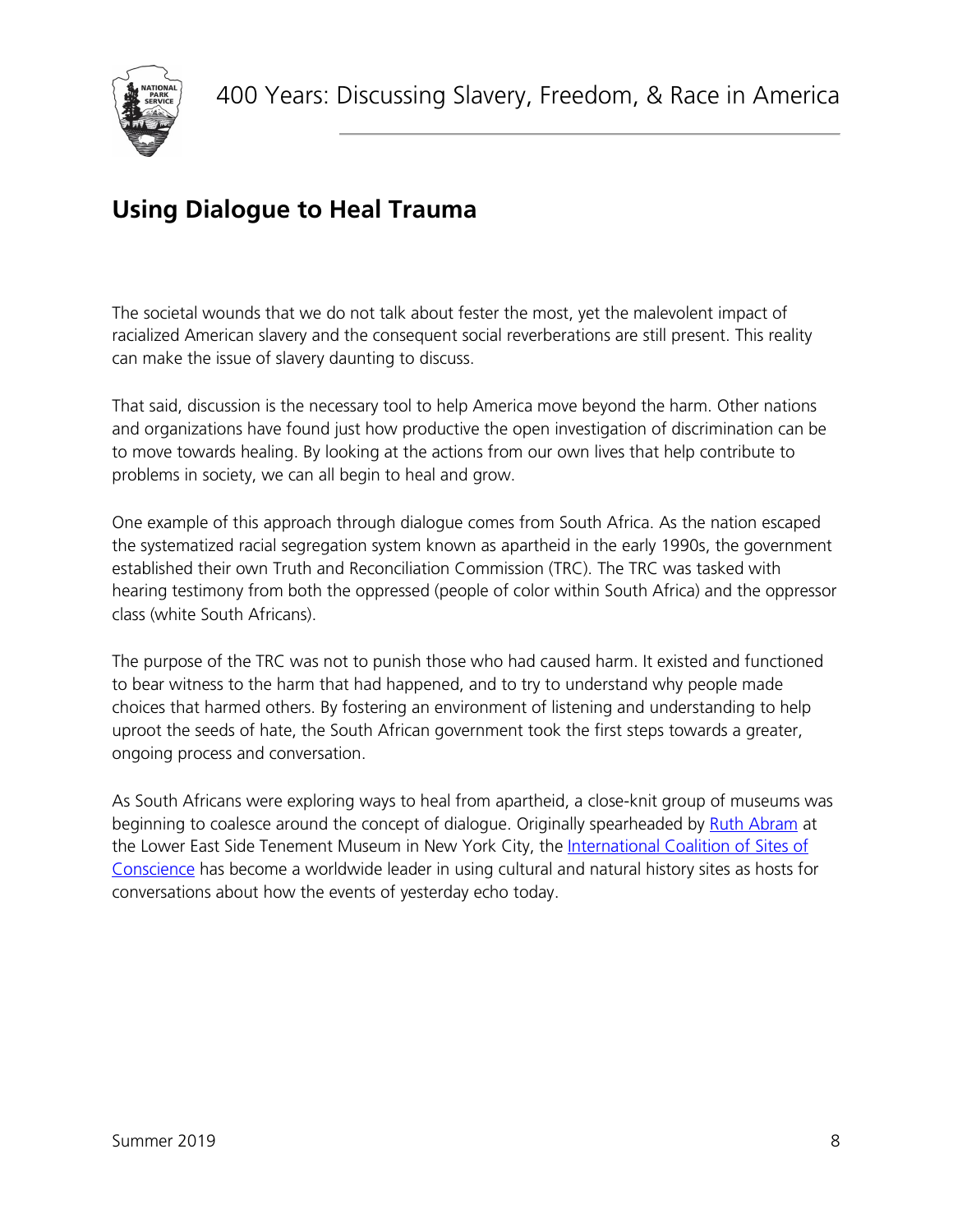## Using Dialogue to Heal Trauma

The societal wounds that we do not talk about fester the most, yet the malevolent impact of racialized American slavery and the consequent social reverberations are still present. This reality can make the issue of slavery daunting to discuss.

That said, discussion is the necessary tool to help America move beyond the harm. Other nations and organizations have found just how productive the open investigation of discrimination can be to move towards healing. By looking at the actions from our own lives that help contribute to problems in society, we can all begin to heal and grow.

One example of this approach through dialogue comes from South Africa. As the nation escaped the systematized racial segregation system known as apartheid in the early 1990s, the government established their own Truth and Reconciliation Commission (TRC). The TRC was tasked with hearing testimony from both the oppressed (people of color within South Africa) and the oppressor class (white South Africans).

The purpose of the TRC was not to punish those who had caused harm. It existed and functioned to bear witness to the harm that had happened, and to try to understand why people made choices that harmed others. By fostering an environment of listening and understanding to help uproot the seeds of hate, the South African government took the first steps towards a greater, ongoing process and conversation.

As South Africans were exploring ways to heal from apartheid, a close-knit group of museums was beginning to coalesce around the concept of dialogue. Originally spearheaded by Ruth Abram at the Lower East Side Tenement Museum in New York City, the International Coalition of Sites of Conscience has become a worldwide leader in using cultural and natural history sites as hosts for conversations about how the events of yesterday echo today.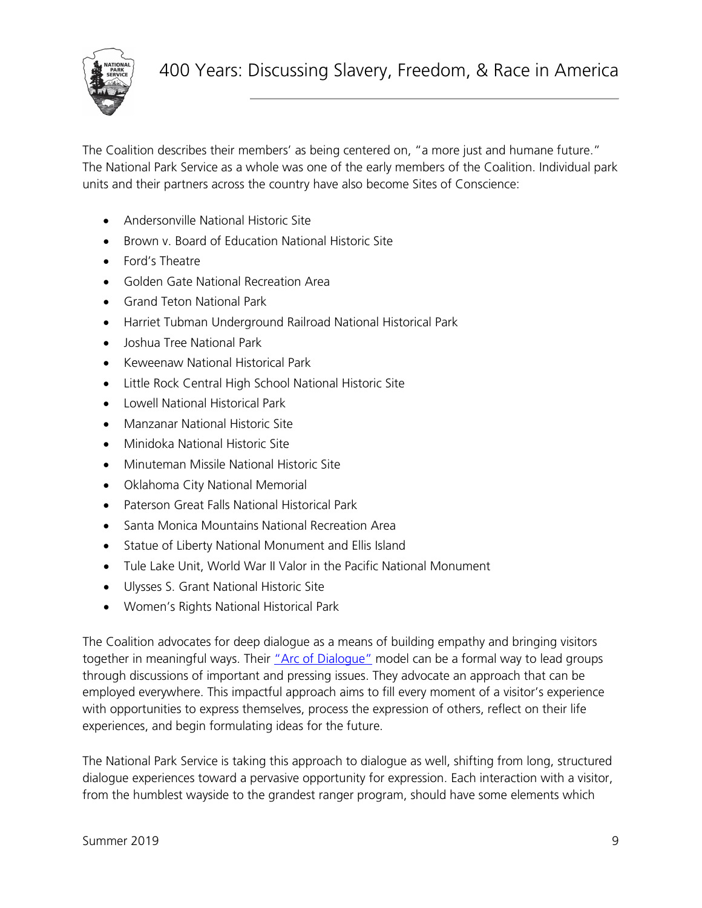The Coalition describes their members' as being centered on, "a more just and humane future." The National Park Service as a whole was one of the early members of the Coalition. Individual park units and their partners across the country have also become Sites of Conscience:

- Andersonville National Historic Site
- Brown v. Board of Education National Historic Site
- Ford's Theatre
- Golden Gate National Recreation Area
- Grand Teton National Park
- Harriet Tubman Underground Railroad National Historical Park
- Joshua Tree National Park
- Keweenaw National Historical Park
- Little Rock Central High School National Historic Site
- Lowell National Historical Park
- Manzanar National Historic Site
- Minidoka National Historic Site
- Minuteman Missile National Historic Site
- Oklahoma City National Memorial
- Paterson Great Falls National Historical Park
- Santa Monica Mountains National Recreation Area
- Statue of Liberty National Monument and Ellis Island
- Tule Lake Unit, World War II Valor in the Pacific National Monument
- Ulysses S. Grant National Historic Site
- Women's Rights National Historical Park

The Coalition advocates for deep dialogue as a means of building empathy and bringing visitors together in meaningful ways. Their "Arc of Dialogue" model can be a formal way to lead groups through discussions of important and pressing issues. They advocate an approach that can be employed everywhere. This impactful approach aims to fill every moment of a visitor's experience with opportunities to express themselves, process the expression of others, reflect on their life experiences, and begin formulating ideas for the future.

The National Park Service is taking this approach to dialogue as well, shifting from long, structured dialogue experiences toward a pervasive opportunity for expression. Each interaction with a visitor, from the humblest wayside to the grandest ranger program, should have some elements which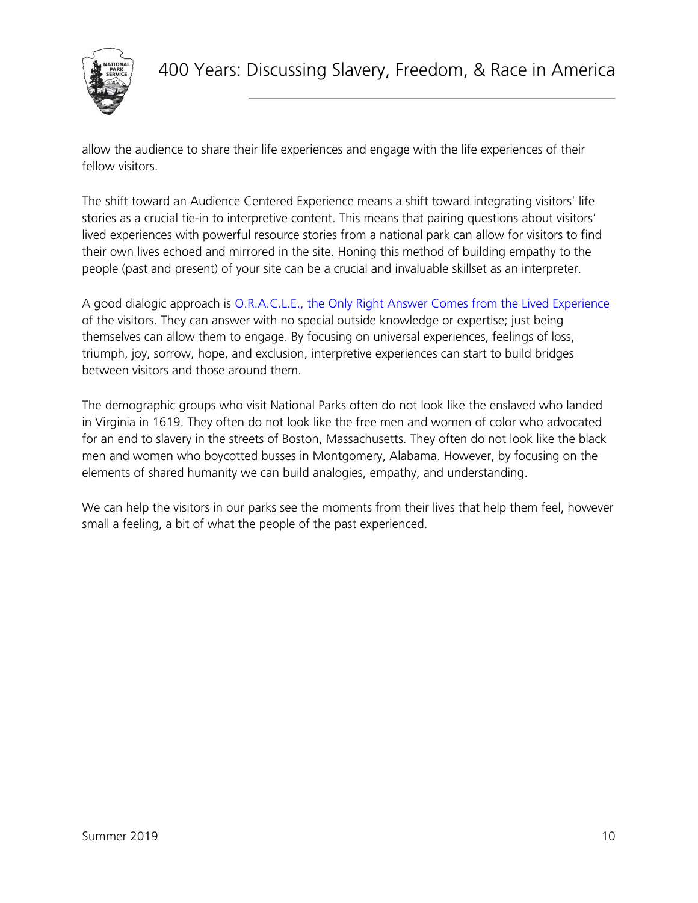allow the audience to share their life experiences and engage with the life experiences of their fellow visitors.

The shift toward an Audience Centered Experience means a shift toward integrating visitors' life stories as a crucial tie-in to interpretive content. This means that pairing questions about visitors' lived experiences with powerful resource stories from a national park can allow for visitors to find their own lives echoed and mirrored in the site. Honing this method of building empathy to the people (past and present) of your site can be a crucial and invaluable skillset as an interpreter.

A good dialogic approach is O.R.A.C.L.E., the Only Right Answer Comes from the Lived Experience of the visitors. They can answer with no special outside knowledge or expertise; just being themselves can allow them to engage. By focusing on universal experiences, feelings of loss, triumph, joy, sorrow, hope, and exclusion, interpretive experiences can start to build bridges between visitors and those around them.

The demographic groups who visit National Parks often do not look like the enslaved who landed in Virginia in 1619. They often do not look like the free men and women of color who advocated for an end to slavery in the streets of Boston, Massachusetts. They often do not look like the black men and women who boycotted busses in Montgomery, Alabama. However, by focusing on the elements of shared humanity we can build analogies, empathy, and understanding.

We can help the visitors in our parks see the moments from their lives that help them feel, however small a feeling, a bit of what the people of the past experienced.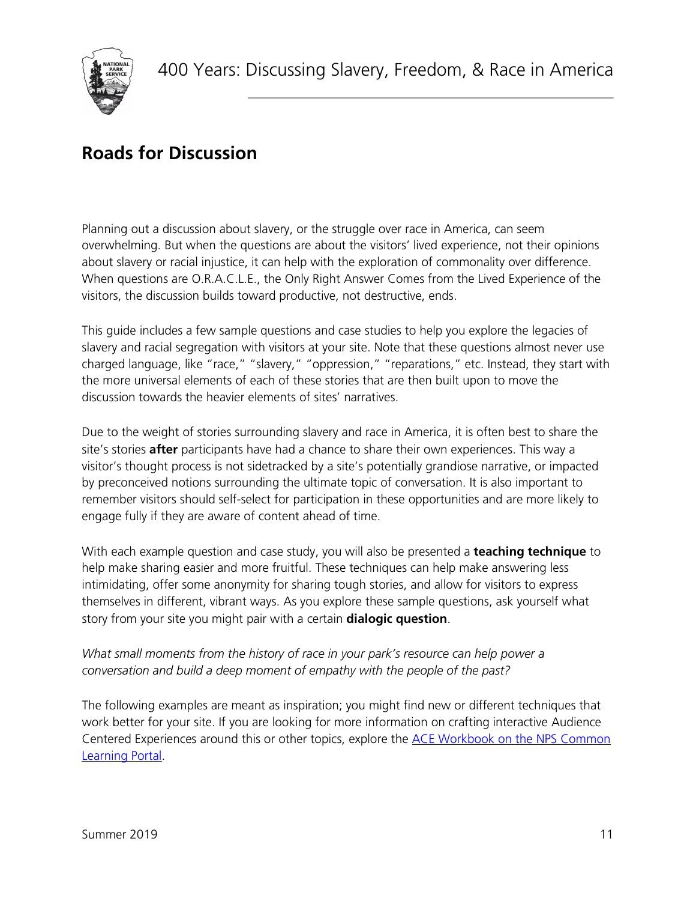## Roads for Discussion

Planning out a discussion about slavery, or the struggle over race in America, can seem overwhelming. But when the questions are about the visitors' lived experience, not their opinions about slavery or racial injustice, it can help with the exploration of commonality over difference. When questions are O.R.A.C.L.E., the Only Right Answer Comes from the Lived Experience of the visitors, the discussion builds toward productive, not destructive, ends.

This guide includes a few sample questions and case studies to help you explore the legacies of slavery and racial segregation with visitors at your site. Note that these questions almost never use charged language, like "race," "slavery," "oppression," "reparations," etc. Instead, they start with the more universal elements of each of these stories that are then built upon to move the discussion towards the heavier elements of sites' narratives.

Due to the weight of stories surrounding slavery and race in America, it is often best to share the site's stories **after** participants have had a chance to share their own experiences. This way a visitor's thought process is not sidetracked by a site's potentially grandiose narrative, or impacted by preconceived notions surrounding the ultimate topic of conversation. It is also important to remember visitors should self-select for participation in these opportunities and are more likely to engage fully if they are aware of content ahead of time.

With each example question and case study, you will also be presented a **teaching technique** to help make sharing easier and more fruitful. These techniques can help make answering less intimidating, offer some anonymity for sharing tough stories, and allow for visitors to express themselves in different, vibrant ways. As you explore these sample questions, ask yourself what story from your site you might pair with a certain **dialogic question**.

*What small moments from the history of race in your park's resource can help power a conversation and build a deep moment of empathy with the people of the past?*

The following examples are meant as inspiration; you might find new or different techniques that work better for your site. If you are looking for more information on crafting interactive Audience Centered Experiences around this or other topics, explore the ACE Workbook on the NPS Common Learning Portal.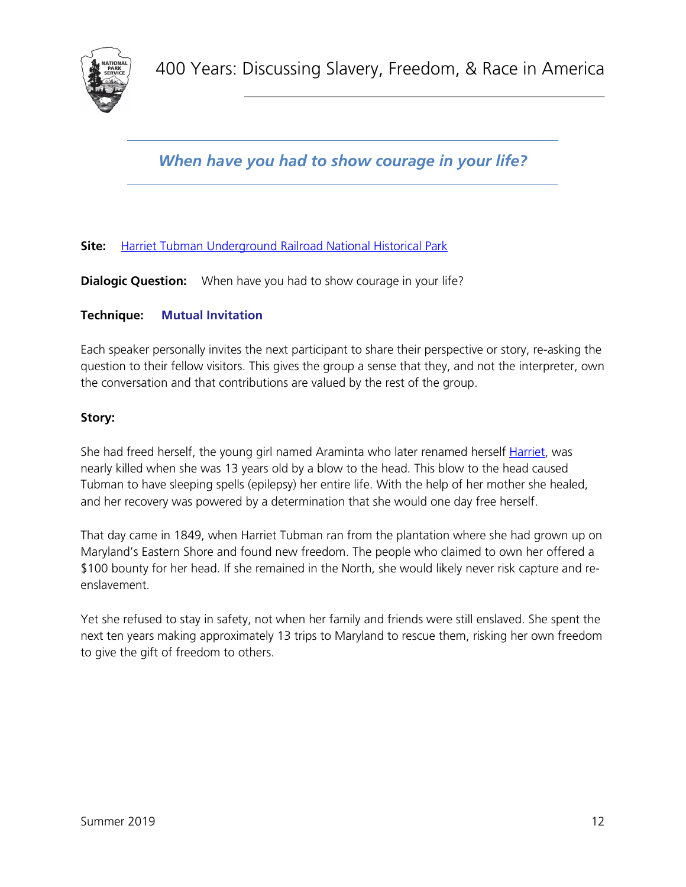## *When have you had to show courage in your life?*

**Site:** [Harriet Tubman Underground Railroad National Historical Park]

**Dialogic Question:** When have you had to show courage in your life?

**Technique:** **Mutual Invitation**

Each speaker personally invites the next participant to share their perspective or story, re-asking the question to their fellow visitors. This gives the group a sense that they, and not the interpreter, own the conversation and that contributions are valued by the rest of the group.

**Story:**

She had freed herself, the young girl named Araminta who later renamed herself Harriet, was nearly killed when she was 13 years old by a blow to the head. This blow to the head caused Tubman to have sleeping spells (epilepsy) her entire life. With the help of her mother she healed, and her recovery was powered by a determination that she would one day free herself.

That day came in 1849, when Harriet Tubman ran from the plantation where she had grown up on Maryland's Eastern Shore and found new freedom. The people who claimed to own her offered a $100 bounty for her head. If she remained in the North, she would likely never risk capture and re-enslavement.

Yet she refused to stay in safety, not when her family and friends were still enslaved. She spent the next ten years making approximately 13 trips to Maryland to rescue them, risking her own freedom to give the gift of freedom to others.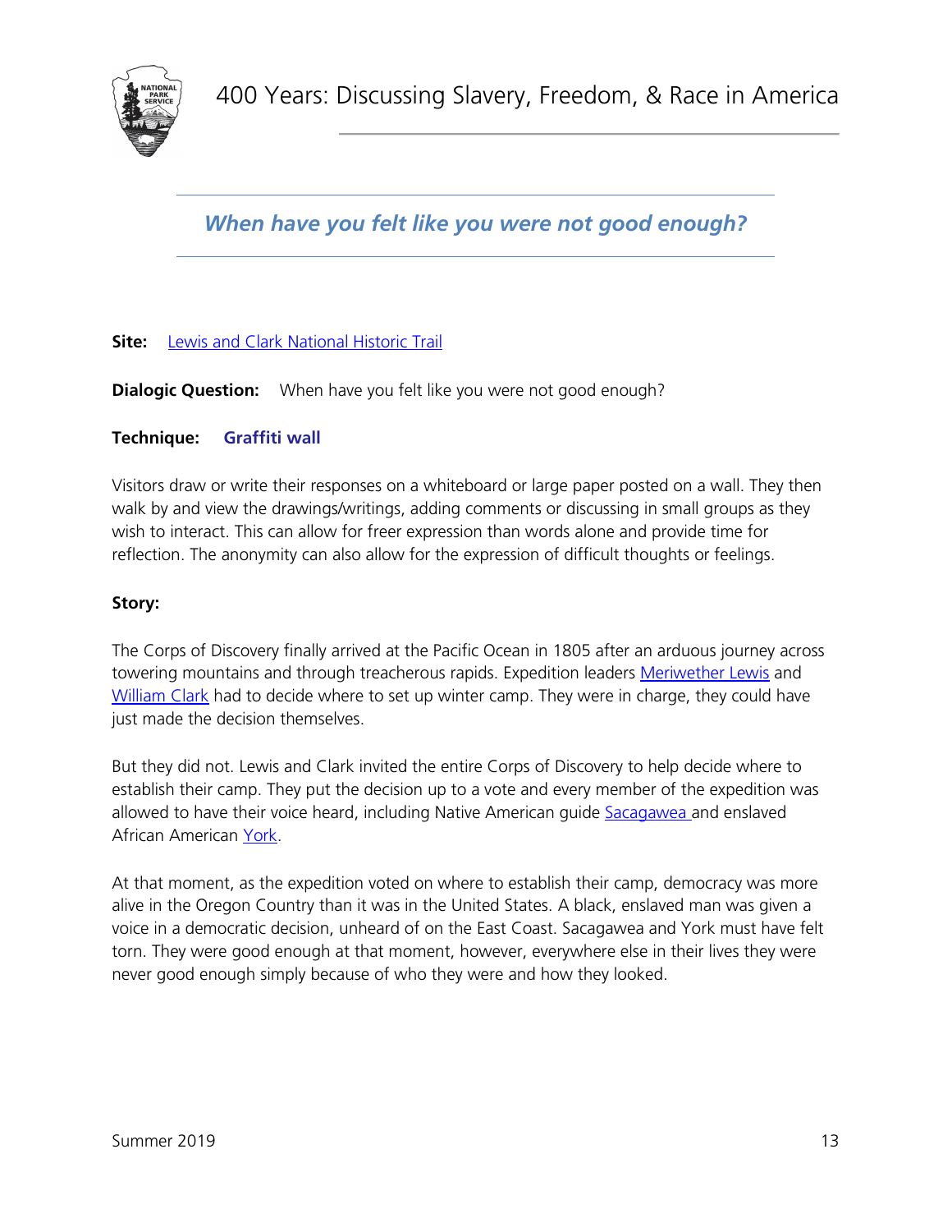## *When have you felt like you were not good enough?*

**Site:** Lewis and Clark National Historic Trail

**Dialogic Question:** When have you felt like you were not good enough?

**Technique:** **Graffiti wall**

Visitors draw or write their responses on a whiteboard or large paper posted on a wall. They then walk by and view the drawings/writings, adding comments or discussing in small groups as they wish to interact. This can allow for freer expression than words alone and provide time for reflection. The anonymity can also allow for the expression of difficult thoughts or feelings.

**Story:**

The Corps of Discovery finally arrived at the Pacific Ocean in 1805 after an arduous journey across towering mountains and through treacherous rapids. Expedition leaders Meriwether Lewis and William Clark had to decide where to set up winter camp. They were in charge, they could have just made the decision themselves.

But they did not. Lewis and Clark invited the entire Corps of Discovery to help decide where to establish their camp. They put the decision up to a vote and every member of the expedition was allowed to have their voice heard, including Native American guide Sacagawea and enslaved African American York.

At that moment, as the expedition voted on where to establish their camp, democracy was more alive in the Oregon Country than it was in the United States. A black, enslaved man was given a voice in a democratic decision, unheard of on the East Coast. Sacagawea and York must have felt torn. They were good enough at that moment, however, everywhere else in their lives they were never good enough simply because of who they were and how they looked.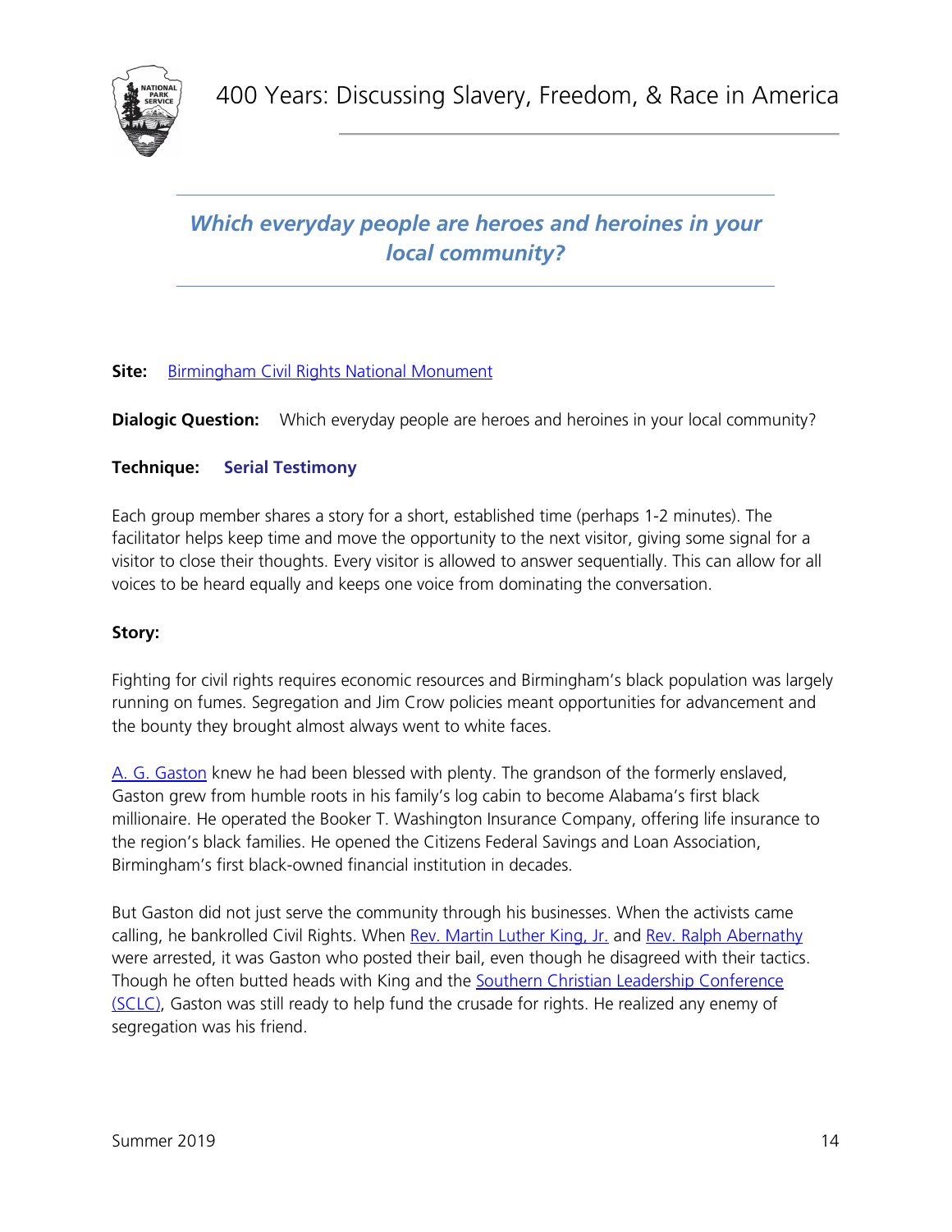## *Which everyday people are heroes and heroines in your local community?*

**Site:** Birmingham Civil Rights National Monument

**Dialogic Question:** Which everyday people are heroes and heroines in your local community?

**Technique:** **Serial Testimony**

Each group member shares a story for a short, established time (perhaps 1-2 minutes). The facilitator helps keep time and move the opportunity to the next visitor, giving some signal for a visitor to close their thoughts. Every visitor is allowed to answer sequentially. This can allow for all voices to be heard equally and keeps one voice from dominating the conversation.

**Story:**

Fighting for civil rights requires economic resources and Birmingham's black population was largely running on fumes. Segregation and Jim Crow policies meant opportunities for advancement and the bounty they brought almost always went to white faces.

A. G. Gaston knew he had been blessed with plenty. The grandson of the formerly enslaved, Gaston grew from humble roots in his family's log cabin to become Alabama's first black millionaire. He operated the Booker T. Washington Insurance Company, offering life insurance to the region's black families. He opened the Citizens Federal Savings and Loan Association, Birmingham's first black-owned financial institution in decades.

But Gaston did not just serve the community through his businesses. When the activists came calling, he bankrolled Civil Rights. When Rev. Martin Luther King, Jr. and Rev. Ralph Abernathy were arrested, it was Gaston who posted their bail, even though he disagreed with their tactics. Though he often butted heads with King and the Southern Christian Leadership Conference (SCLC), Gaston was still ready to help fund the crusade for rights. He realized any enemy of segregation was his friend.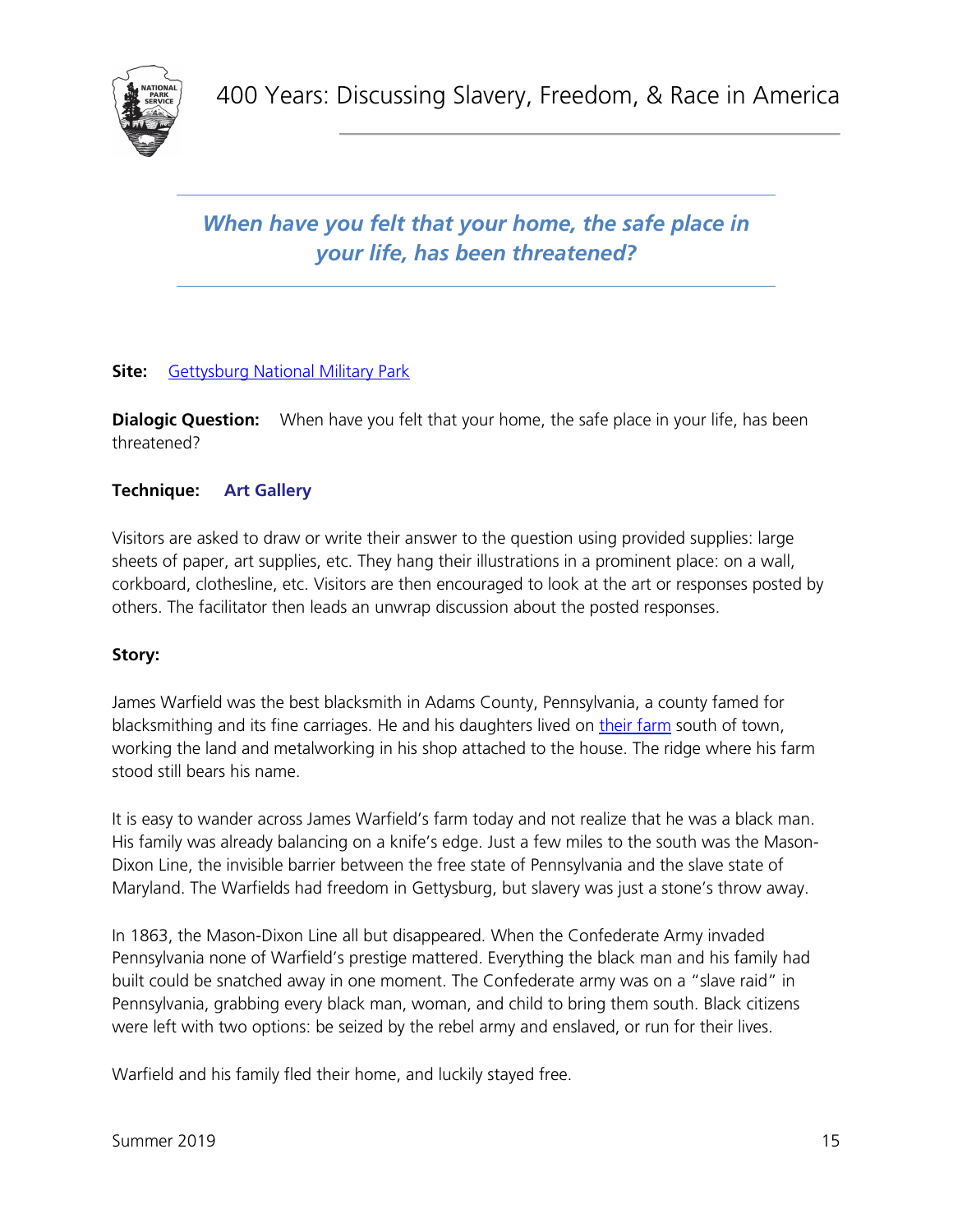## *When have you felt that your home, the safe place in your life, has been threatened?*

**Site:** [Gettysburg National Military Park]()

**Dialogic Question:** When have you felt that your home, the safe place in your life, has been threatened?

**Technique:** **Art Gallery**

Visitors are asked to draw or write their answer to the question using provided supplies: large sheets of paper, art supplies, etc. They hang their illustrations in a prominent place: on a wall, corkboard, clothesline, etc. Visitors are then encouraged to look at the art or responses posted by others. The facilitator then leads an unwrap discussion about the posted responses.

**Story:**

James Warfield was the best blacksmith in Adams County, Pennsylvania, a county famed for blacksmithing and its fine carriages. He and his daughters lived on [their farm]() south of town, working the land and metalworking in his shop attached to the house. The ridge where his farm stood still bears his name.

It is easy to wander across James Warfield's farm today and not realize that he was a black man. His family was already balancing on a knife's edge. Just a few miles to the south was the Mason-Dixon Line, the invisible barrier between the free state of Pennsylvania and the slave state of Maryland. The Warfields had freedom in Gettysburg, but slavery was just a stone's throw away.

In 1863, the Mason-Dixon Line all but disappeared. When the Confederate Army invaded Pennsylvania none of Warfield's prestige mattered. Everything the black man and his family had built could be snatched away in one moment. The Confederate army was on a "slave raid" in Pennsylvania, grabbing every black man, woman, and child to bring them south. Black citizens were left with two options: be seized by the rebel army and enslaved, or run for their lives.

Warfield and his family fled their home, and luckily stayed free.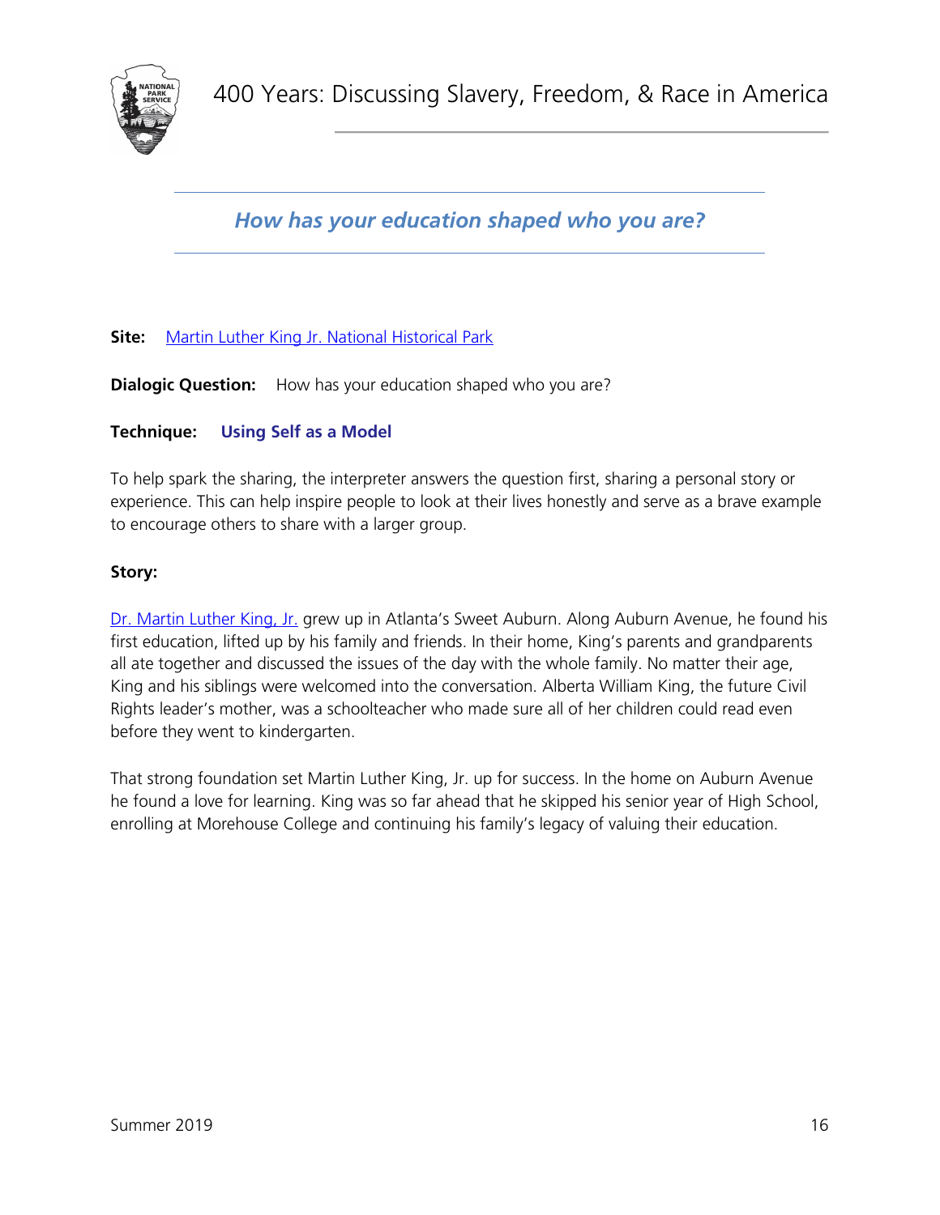## *How has your education shaped who you are?*

**Site:** [Martin Luther King Jr. National Historical Park]()

**Dialogic Question:** How has your education shaped who you are?

**Technique:** **Using Self as a Model**

To help spark the sharing, the interpreter answers the question first, sharing a personal story or experience. This can help inspire people to look at their lives honestly and serve as a brave example to encourage others to share with a larger group.

**Story:**

[Dr. Martin Luther King, Jr.]() grew up in Atlanta's Sweet Auburn. Along Auburn Avenue, he found his first education, lifted up by his family and friends. In their home, King's parents and grandparents all ate together and discussed the issues of the day with the whole family. No matter their age, King and his siblings were welcomed into the conversation. Alberta William King, the future Civil Rights leader's mother, was a schoolteacher who made sure all of her children could read even before they went to kindergarten.

That strong foundation set Martin Luther King, Jr. up for success. In the home on Auburn Avenue he found a love for learning. King was so far ahead that he skipped his senior year of High School, enrolling at Morehouse College and continuing his family's legacy of valuing their education.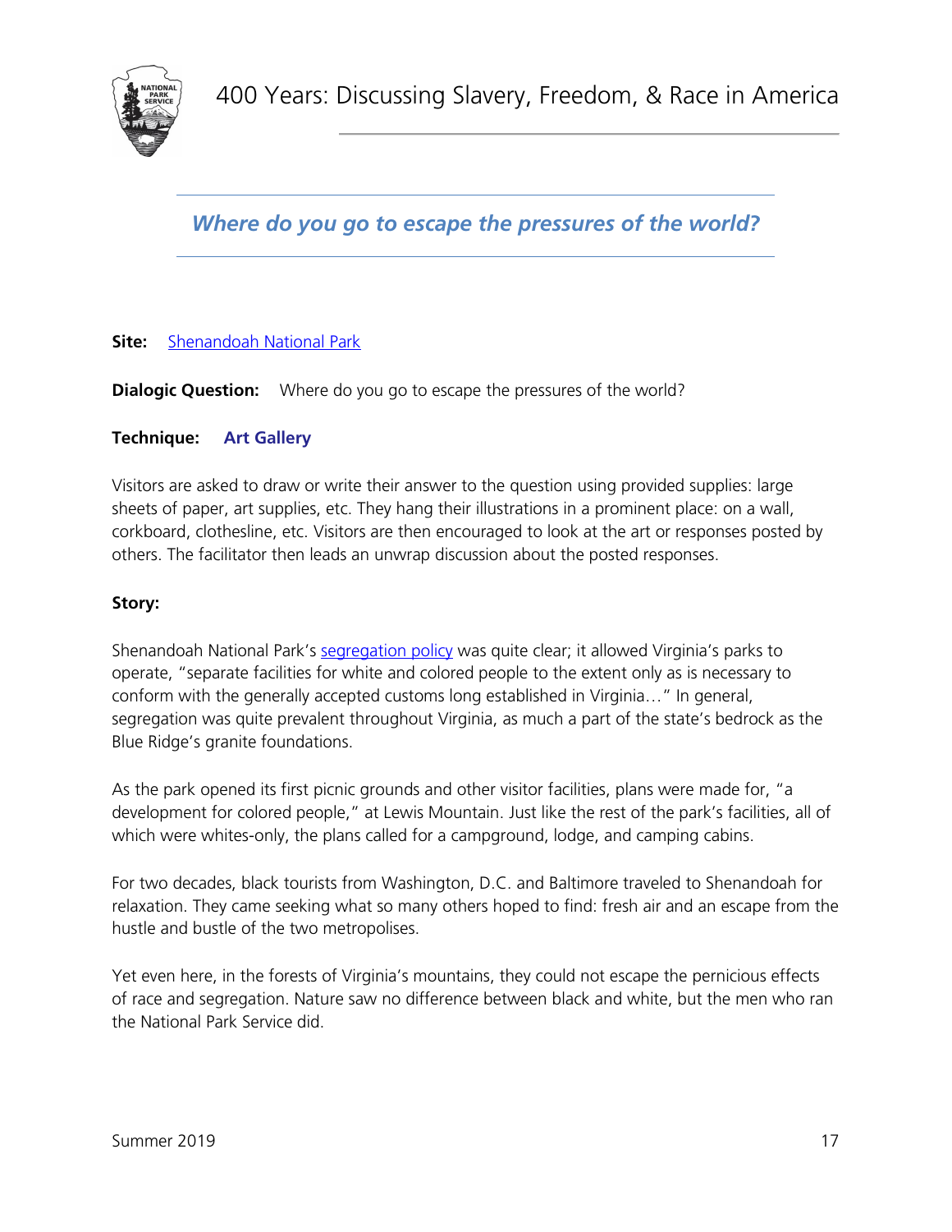## *Where do you go to escape the pressures of the world?*

**Site:** Shenandoah National Park

**Dialogic Question:** Where do you go to escape the pressures of the world?

**Technique:** **Art Gallery**

Visitors are asked to draw or write their answer to the question using provided supplies: large sheets of paper, art supplies, etc. They hang their illustrations in a prominent place: on a wall, corkboard, clothesline, etc. Visitors are then encouraged to look at the art or responses posted by others. The facilitator then leads an unwrap discussion about the posted responses.

**Story:**

Shenandoah National Park's segregation policy was quite clear; it allowed Virginia's parks to operate, "separate facilities for white and colored people to the extent only as is necessary to conform with the generally accepted customs long established in Virginia…" In general, segregation was quite prevalent throughout Virginia, as much a part of the state's bedrock as the Blue Ridge's granite foundations.

As the park opened its first picnic grounds and other visitor facilities, plans were made for, "a development for colored people," at Lewis Mountain. Just like the rest of the park's facilities, all of which were whites-only, the plans called for a campground, lodge, and camping cabins.

For two decades, black tourists from Washington, D.C. and Baltimore traveled to Shenandoah for relaxation. They came seeking what so many others hoped to find: fresh air and an escape from the hustle and bustle of the two metropolises.

Yet even here, in the forests of Virginia's mountains, they could not escape the pernicious effects of race and segregation. Nature saw no difference between black and white, but the men who ran the National Park Service did.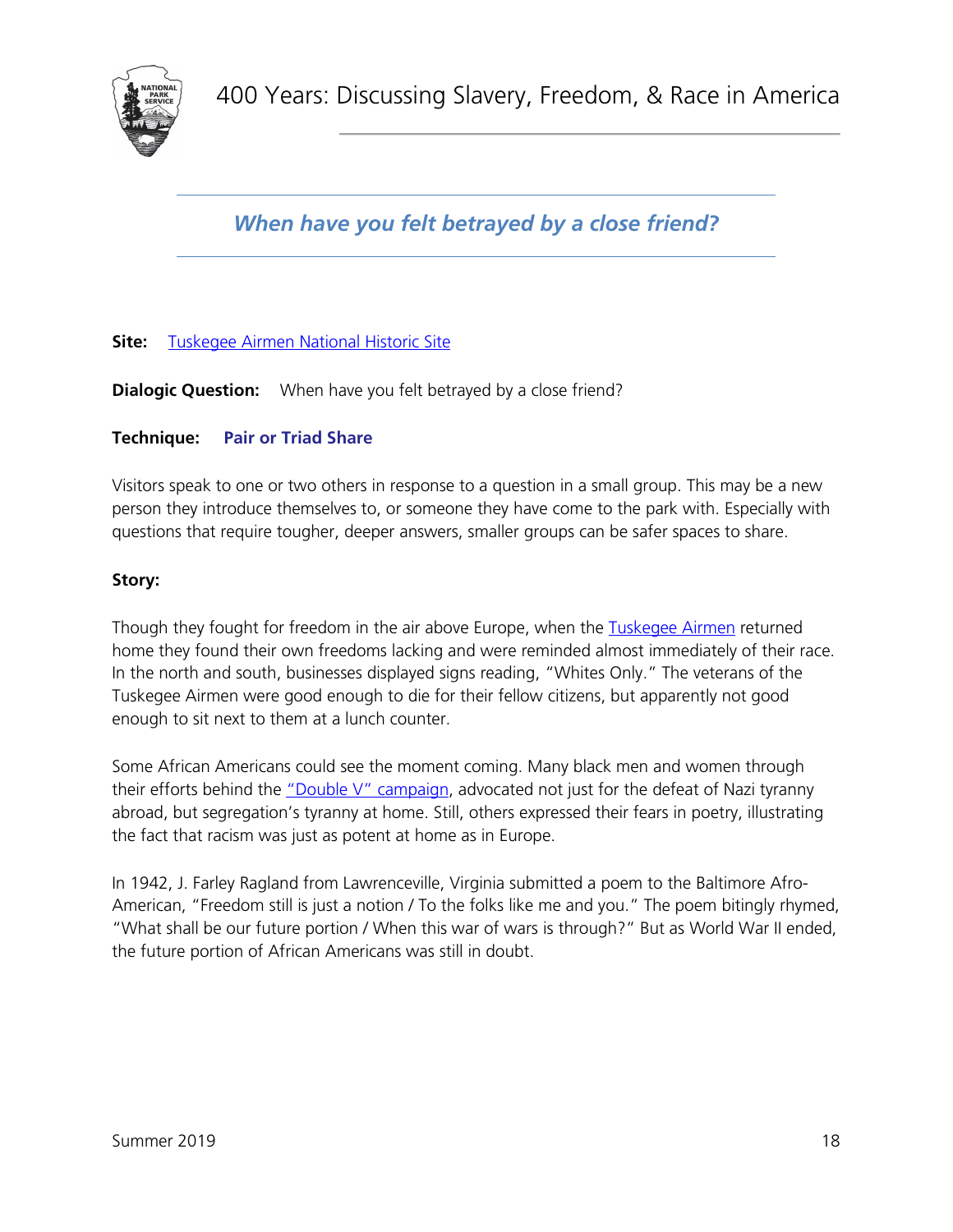## *When have you felt betrayed by a close friend?*

**Site:** Tuskegee Airmen National Historic Site

**Dialogic Question:** When have you felt betrayed by a close friend?

**Technique:** **Pair or Triad Share**

Visitors speak to one or two others in response to a question in a small group. This may be a new person they introduce themselves to, or someone they have come to the park with. Especially with questions that require tougher, deeper answers, smaller groups can be safer spaces to share.

**Story:**

Though they fought for freedom in the air above Europe, when the Tuskegee Airmen returned home they found their own freedoms lacking and were reminded almost immediately of their race. In the north and south, businesses displayed signs reading, "Whites Only." The veterans of the Tuskegee Airmen were good enough to die for their fellow citizens, but apparently not good enough to sit next to them at a lunch counter.

Some African Americans could see the moment coming. Many black men and women through their efforts behind the "Double V" campaign, advocated not just for the defeat of Nazi tyranny abroad, but segregation's tyranny at home. Still, others expressed their fears in poetry, illustrating the fact that racism was just as potent at home as in Europe.

In 1942, J. Farley Ragland from Lawrenceville, Virginia submitted a poem to the Baltimore Afro-American, "Freedom still is just a notion / To the folks like me and you." The poem bitingly rhymed, "What shall be our future portion / When this war of wars is through?" But as World War II ended, the future portion of African Americans was still in doubt.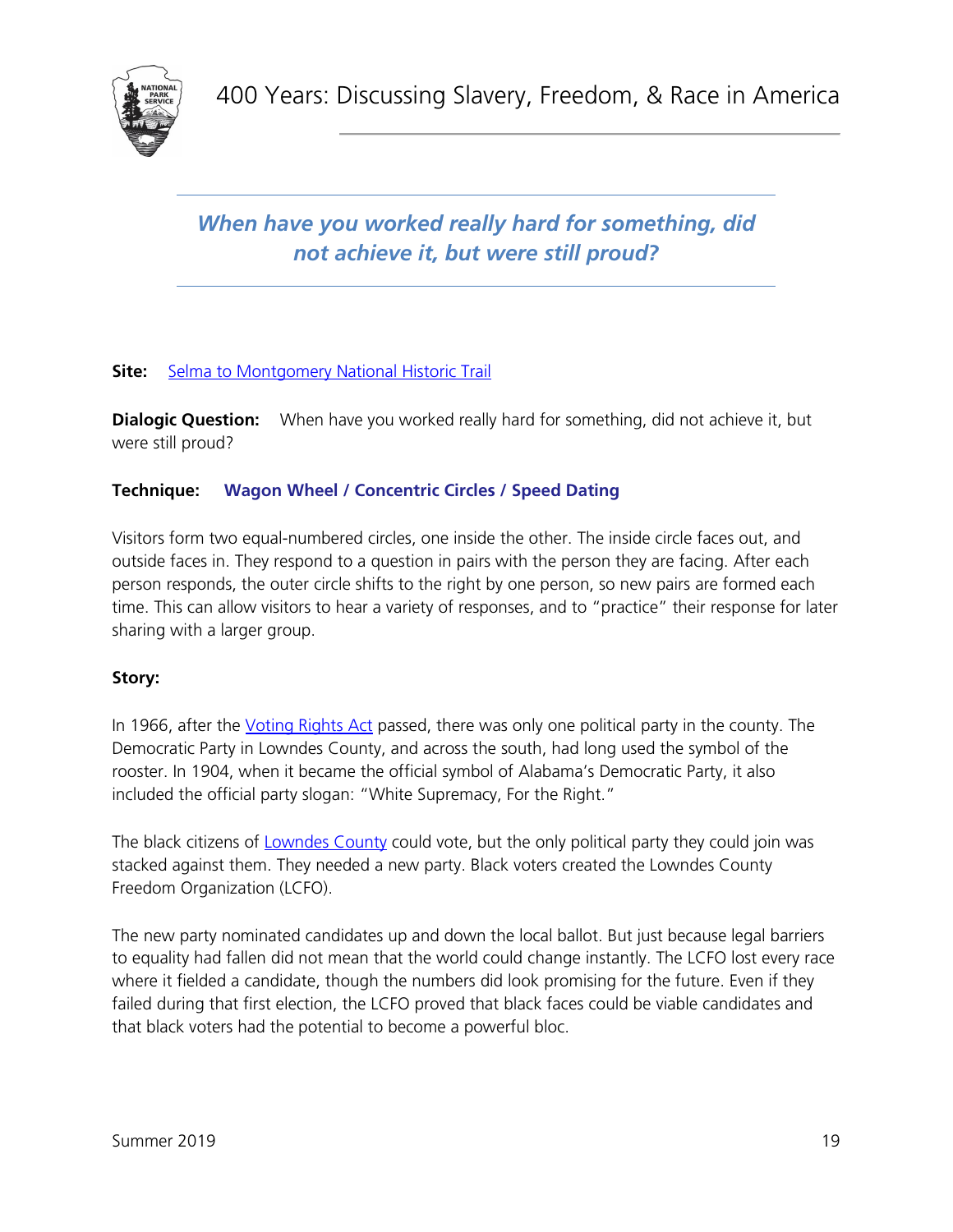***When have you worked really hard for something, did not achieve it, but were still proud?***

**Site:** [Selma to Montgomery National Historic Trail]

**Dialogic Question:** When have you worked really hard for something, did not achieve it, but were still proud?

**Technique:** **Wagon Wheel / Concentric Circles / Speed Dating**

Visitors form two equal-numbered circles, one inside the other. The inside circle faces out, and outside faces in. They respond to a question in pairs with the person they are facing. After each person responds, the outer circle shifts to the right by one person, so new pairs are formed each time. This can allow visitors to hear a variety of responses, and to "practice" their response for later sharing with a larger group.

**Story:**

In 1966, after the Voting Rights Act passed, there was only one political party in the county. The Democratic Party in Lowndes County, and across the south, had long used the symbol of the rooster. In 1904, when it became the official symbol of Alabama's Democratic Party, it also included the official party slogan: "White Supremacy, For the Right."

The black citizens of Lowndes County could vote, but the only political party they could join was stacked against them. They needed a new party. Black voters created the Lowndes County Freedom Organization (LCFO).

The new party nominated candidates up and down the local ballot. But just because legal barriers to equality had fallen did not mean that the world could change instantly. The LCFO lost every race where it fielded a candidate, though the numbers did look promising for the future. Even if they failed during that first election, the LCFO proved that black faces could be viable candidates and that black voters had the potential to become a powerful bloc.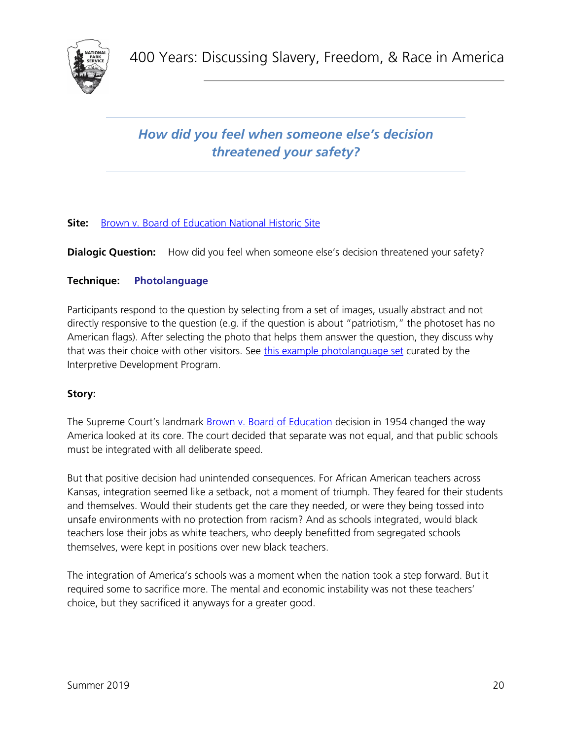## *How did you feel when someone else's decision threatened your safety?*

**Site:** Brown v. Board of Education National Historic Site

**Dialogic Question:** How did you feel when someone else's decision threatened your safety?

**Technique:** **Photolanguage**

Participants respond to the question by selecting from a set of images, usually abstract and not directly responsive to the question (e.g. if the question is about "patriotism," the photoset has no American flags). After selecting the photo that helps them answer the question, they discuss why that was their choice with other visitors. See this example photolanguage set curated by the Interpretive Development Program.

**Story:**

The Supreme Court's landmark Brown v. Board of Education decision in 1954 changed the way America looked at its core. The court decided that separate was not equal, and that public schools must be integrated with all deliberate speed.

But that positive decision had unintended consequences. For African American teachers across Kansas, integration seemed like a setback, not a moment of triumph. They feared for their students and themselves. Would their students get the care they needed, or were they being tossed into unsafe environments with no protection from racism? And as schools integrated, would black teachers lose their jobs as white teachers, who deeply benefitted from segregated schools themselves, were kept in positions over new black teachers.

The integration of America's schools was a moment when the nation took a step forward. But it required some to sacrifice more. The mental and economic instability was not these teachers' choice, but they sacrificed it anyways for a greater good.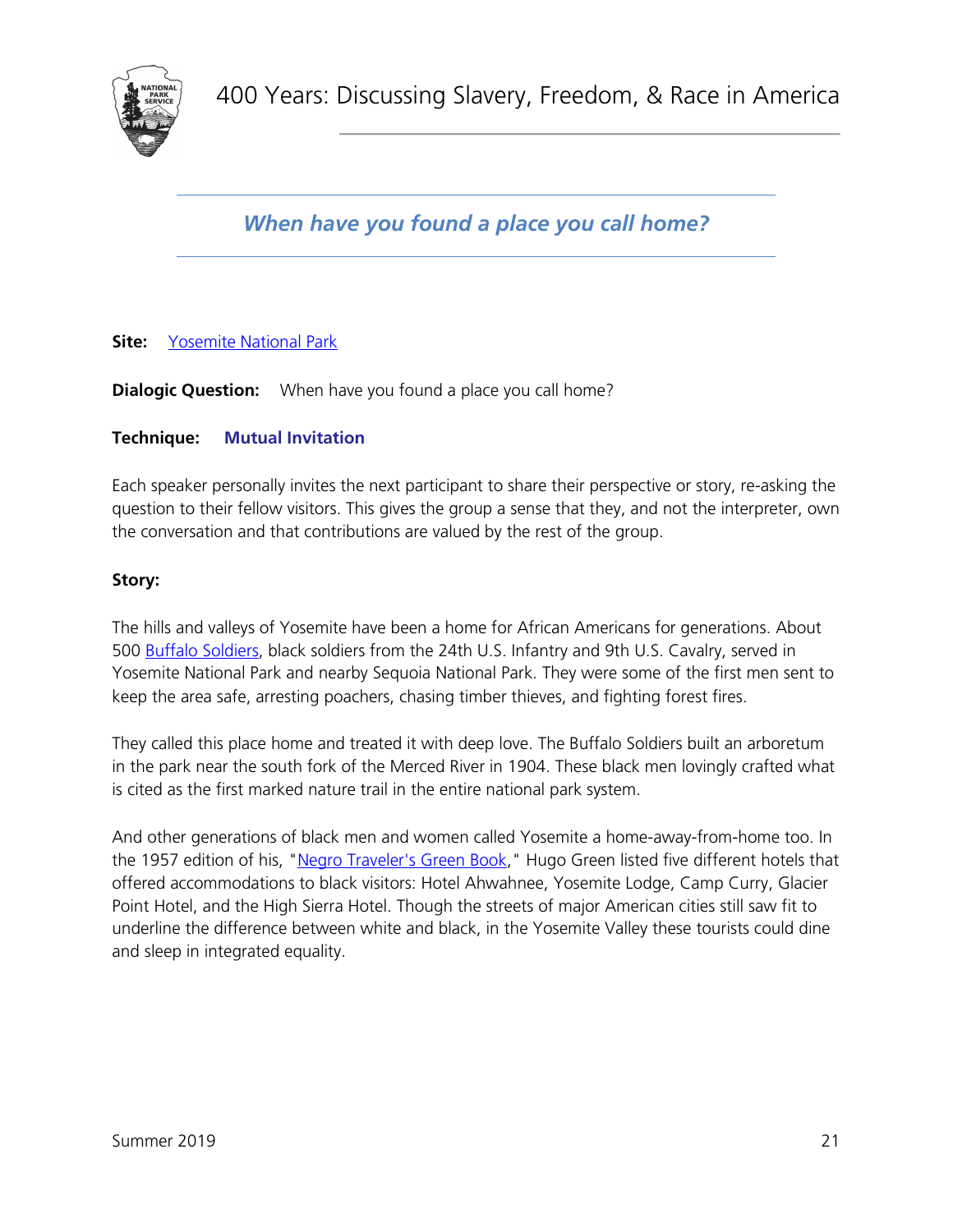## *When have you found a place you call home?*

**Site:** Yosemite National Park

**Dialogic Question:** When have you found a place you call home?

**Technique:** **Mutual Invitation**

Each speaker personally invites the next participant to share their perspective or story, re-asking the question to their fellow visitors. This gives the group a sense that they, and not the interpreter, own the conversation and that contributions are valued by the rest of the group.

**Story:**

The hills and valleys of Yosemite have been a home for African Americans for generations. About 500 Buffalo Soldiers, black soldiers from the 24th U.S. Infantry and 9th U.S. Cavalry, served in Yosemite National Park and nearby Sequoia National Park. They were some of the first men sent to keep the area safe, arresting poachers, chasing timber thieves, and fighting forest fires.

They called this place home and treated it with deep love. The Buffalo Soldiers built an arboretum in the park near the south fork of the Merced River in 1904. These black men lovingly crafted what is cited as the first marked nature trail in the entire national park system.

And other generations of black men and women called Yosemite a home-away-from-home too. In the 1957 edition of his, "Negro Traveler's Green Book," Hugo Green listed five different hotels that offered accommodations to black visitors: Hotel Ahwahnee, Yosemite Lodge, Camp Curry, Glacier Point Hotel, and the High Sierra Hotel. Though the streets of major American cities still saw fit to underline the difference between white and black, in the Yosemite Valley these tourists could dine and sleep in integrated equality.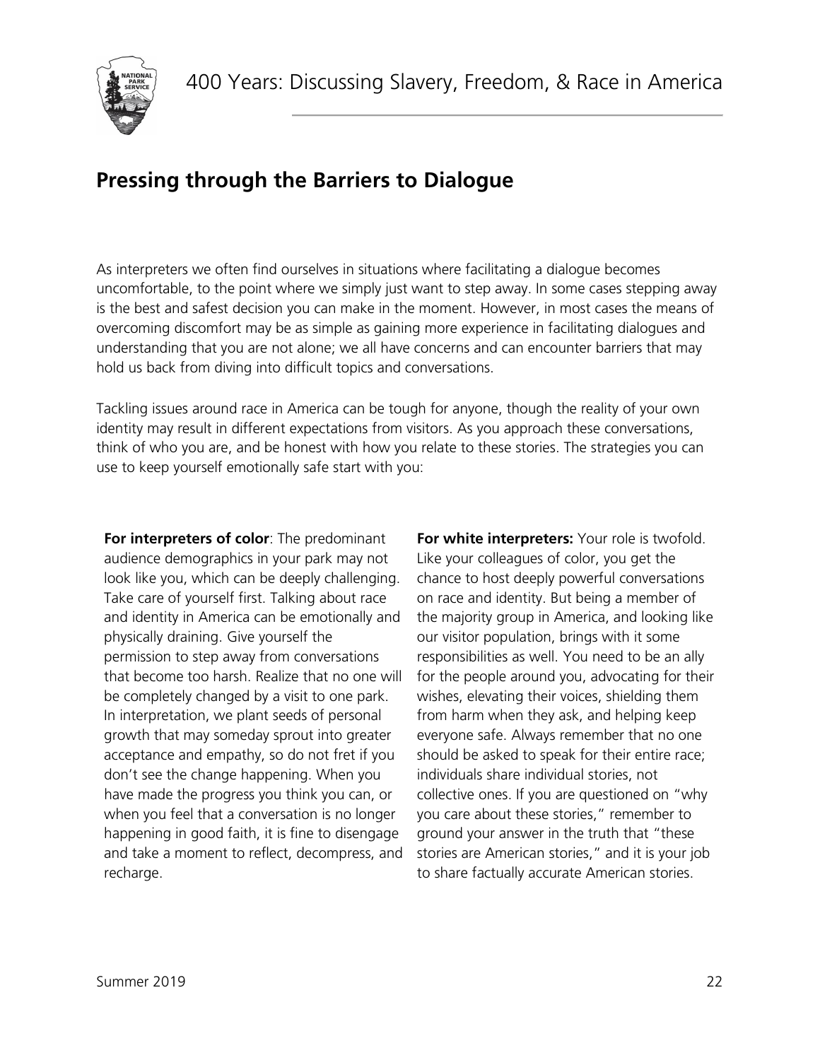## Pressing through the Barriers to Dialogue

As interpreters we often find ourselves in situations where facilitating a dialogue becomes uncomfortable, to the point where we simply just want to step away. In some cases stepping away is the best and safest decision you can make in the moment. However, in most cases the means of overcoming discomfort may be as simple as gaining more experience in facilitating dialogues and understanding that you are not alone; we all have concerns and can encounter barriers that may hold us back from diving into difficult topics and conversations.

Tackling issues around race in America can be tough for anyone, though the reality of your own identity may result in different expectations from visitors. As you approach these conversations, think of who you are, and be honest with how you relate to these stories. The strategies you can use to keep yourself emotionally safe start with you:

**For interpreters of color**: The predominant audience demographics in your park may not look like you, which can be deeply challenging. Take care of yourself first. Talking about race and identity in America can be emotionally and physically draining. Give yourself the permission to step away from conversations that become too harsh. Realize that no one will be completely changed by a visit to one park. In interpretation, we plant seeds of personal growth that may someday sprout into greater acceptance and empathy, so do not fret if you don't see the change happening. When you have made the progress you think you can, or when you feel that a conversation is no longer happening in good faith, it is fine to disengage and take a moment to reflect, decompress, and recharge.

**For white interpreters:** Your role is twofold. Like your colleagues of color, you get the chance to host deeply powerful conversations on race and identity. But being a member of the majority group in America, and looking like our visitor population, brings with it some responsibilities as well. You need to be an ally for the people around you, advocating for their wishes, elevating their voices, shielding them from harm when they ask, and helping keep everyone safe. Always remember that no one should be asked to speak for their entire race; individuals share individual stories, not collective ones. If you are questioned on "why you care about these stories," remember to ground your answer in the truth that "these stories are American stories," and it is your job to share factually accurate American stories.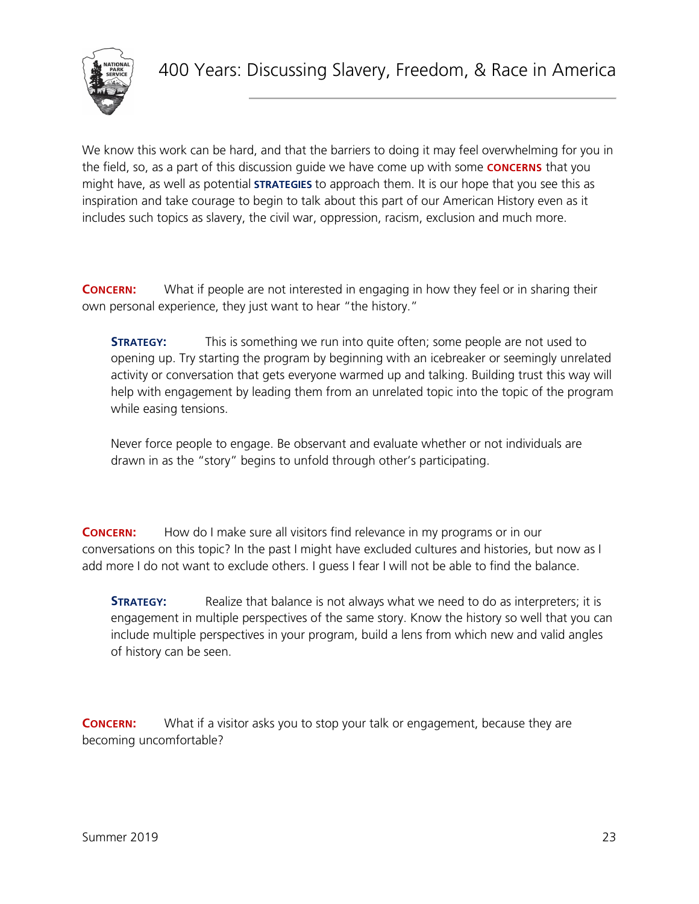We know this work can be hard, and that the barriers to doing it may feel overwhelming for you in the field, so, as a part of this discussion guide we have come up with some **CONCERNS** that you might have, as well as potential **STRATEGIES** to approach them. It is our hope that you see this as inspiration and take courage to begin to talk about this part of our American History even as it includes such topics as slavery, the civil war, oppression, racism, exclusion and much more.

**CONCERN:** What if people are not interested in engaging in how they feel or in sharing their own personal experience, they just want to hear "the history."

> **STRATEGY:** This is something we run into quite often; some people are not used to opening up. Try starting the program by beginning with an icebreaker or seemingly unrelated activity or conversation that gets everyone warmed up and talking. Building trust this way will help with engagement by leading them from an unrelated topic into the topic of the program while easing tensions.
>
> Never force people to engage. Be observant and evaluate whether or not individuals are drawn in as the "story" begins to unfold through other's participating.

**CONCERN:** How do I make sure all visitors find relevance in my programs or in our conversations on this topic? In the past I might have excluded cultures and histories, but now as I add more I do not want to exclude others. I guess I fear I will not be able to find the balance.

> **STRATEGY:** Realize that balance is not always what we need to do as interpreters; it is engagement in multiple perspectives of the same story. Know the history so well that you can include multiple perspectives in your program, build a lens from which new and valid angles of history can be seen.

**CONCERN:** What if a visitor asks you to stop your talk or engagement, because they are becoming uncomfortable?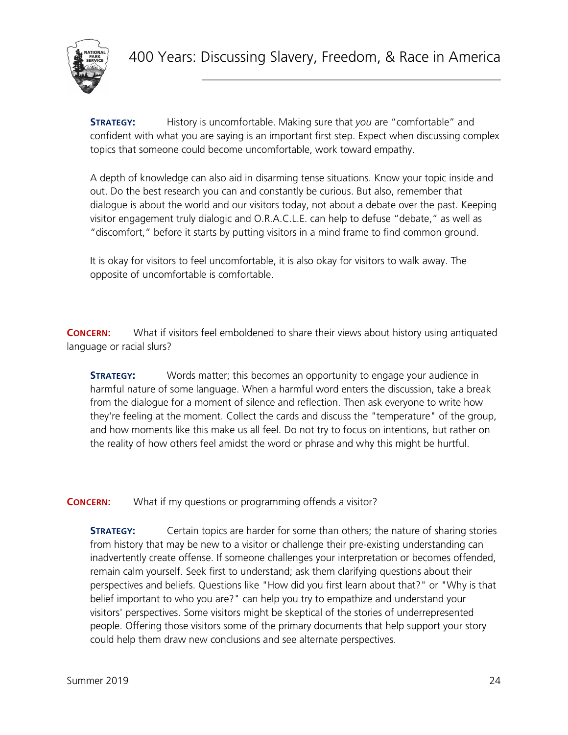**STRATEGY:** History is uncomfortable. Making sure that *you* are "comfortable" and confident with what you are saying is an important first step. Expect when discussing complex topics that someone could become uncomfortable, work toward empathy.

A depth of knowledge can also aid in disarming tense situations. Know your topic inside and out. Do the best research you can and constantly be curious. But also, remember that dialogue is about the world and our visitors today, not about a debate over the past. Keeping visitor engagement truly dialogic and O.R.A.C.L.E. can help to defuse "debate," as well as "discomfort," before it starts by putting visitors in a mind frame to find common ground.

It is okay for visitors to feel uncomfortable, it is also okay for visitors to walk away. The opposite of uncomfortable is comfortable.

**CONCERN:** What if visitors feel emboldened to share their views about history using antiquated language or racial slurs?

**STRATEGY:** Words matter; this becomes an opportunity to engage your audience in harmful nature of some language. When a harmful word enters the discussion, take a break from the dialogue for a moment of silence and reflection. Then ask everyone to write how they're feeling at the moment. Collect the cards and discuss the "temperature" of the group, and how moments like this make us all feel. Do not try to focus on intentions, but rather on the reality of how others feel amidst the word or phrase and why this might be hurtful.

**CONCERN:** What if my questions or programming offends a visitor?

**STRATEGY:** Certain topics are harder for some than others; the nature of sharing stories from history that may be new to a visitor or challenge their pre-existing understanding can inadvertently create offense. If someone challenges your interpretation or becomes offended, remain calm yourself. Seek first to understand; ask them clarifying questions about their perspectives and beliefs. Questions like "How did you first learn about that?" or "Why is that belief important to who you are?" can help you try to empathize and understand your visitors' perspectives. Some visitors might be skeptical of the stories of underrepresented people. Offering those visitors some of the primary documents that help support your story could help them draw new conclusions and see alternate perspectives.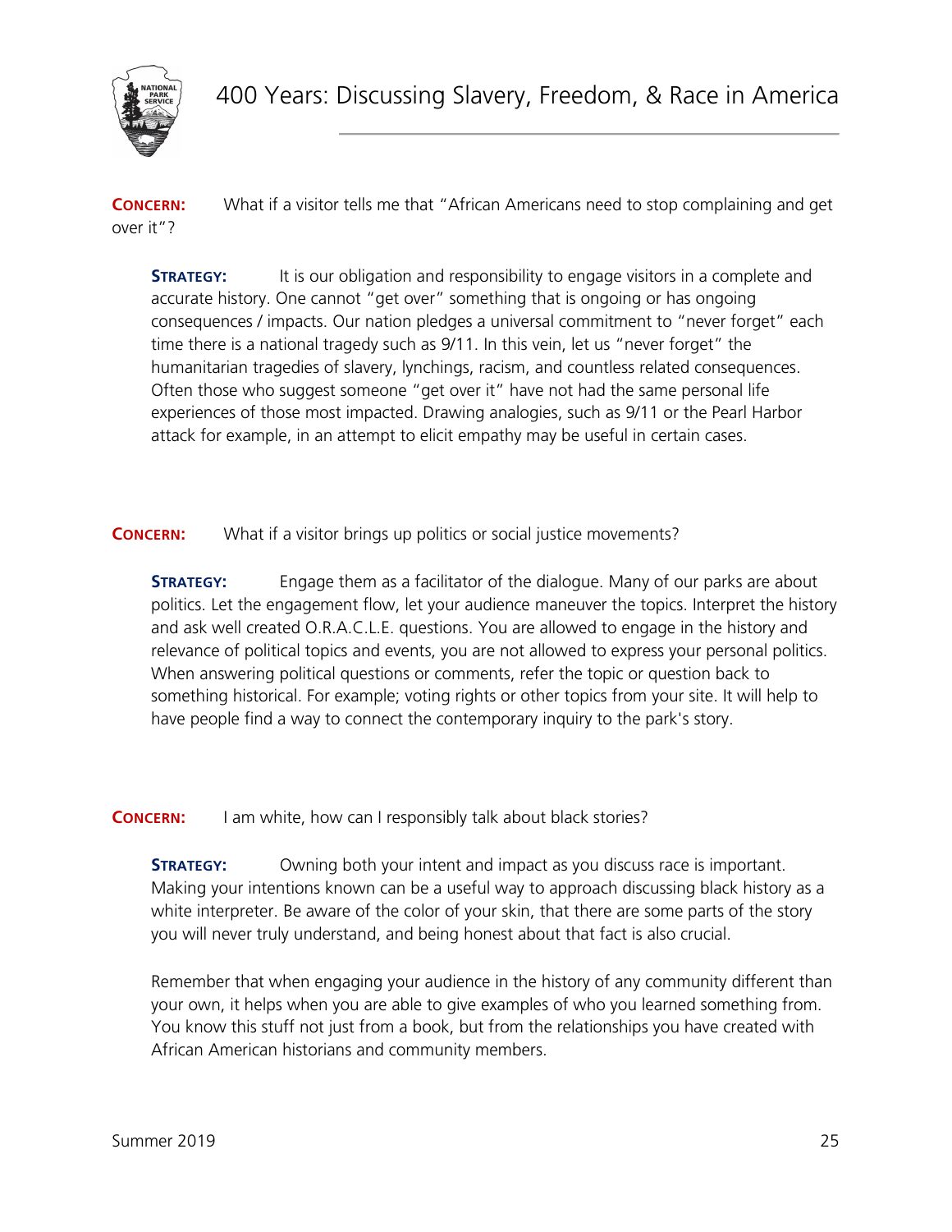**CONCERN:** What if a visitor tells me that "African Americans need to stop complaining and get over it"?

> **STRATEGY:** It is our obligation and responsibility to engage visitors in a complete and accurate history. One cannot "get over" something that is ongoing or has ongoing consequences / impacts. Our nation pledges a universal commitment to "never forget" each time there is a national tragedy such as 9/11. In this vein, let us "never forget" the humanitarian tragedies of slavery, lynchings, racism, and countless related consequences. Often those who suggest someone "get over it" have not had the same personal life experiences of those most impacted. Drawing analogies, such as 9/11 or the Pearl Harbor attack for example, in an attempt to elicit empathy may be useful in certain cases.

**CONCERN:** What if a visitor brings up politics or social justice movements?

> **STRATEGY:** Engage them as a facilitator of the dialogue. Many of our parks are about politics. Let the engagement flow, let your audience maneuver the topics. Interpret the history and ask well created O.R.A.C.L.E. questions. You are allowed to engage in the history and relevance of political topics and events, you are not allowed to express your personal politics. When answering political questions or comments, refer the topic or question back to something historical. For example; voting rights or other topics from your site. It will help to have people find a way to connect the contemporary inquiry to the park's story.

**CONCERN:** I am white, how can I responsibly talk about black stories?

> **STRATEGY:** Owning both your intent and impact as you discuss race is important. Making your intentions known can be a useful way to approach discussing black history as a white interpreter. Be aware of the color of your skin, that there are some parts of the story you will never truly understand, and being honest about that fact is also crucial.
>
> Remember that when engaging your audience in the history of any community different than your own, it helps when you are able to give examples of who you learned something from. You know this stuff not just from a book, but from the relationships you have created with African American historians and community members.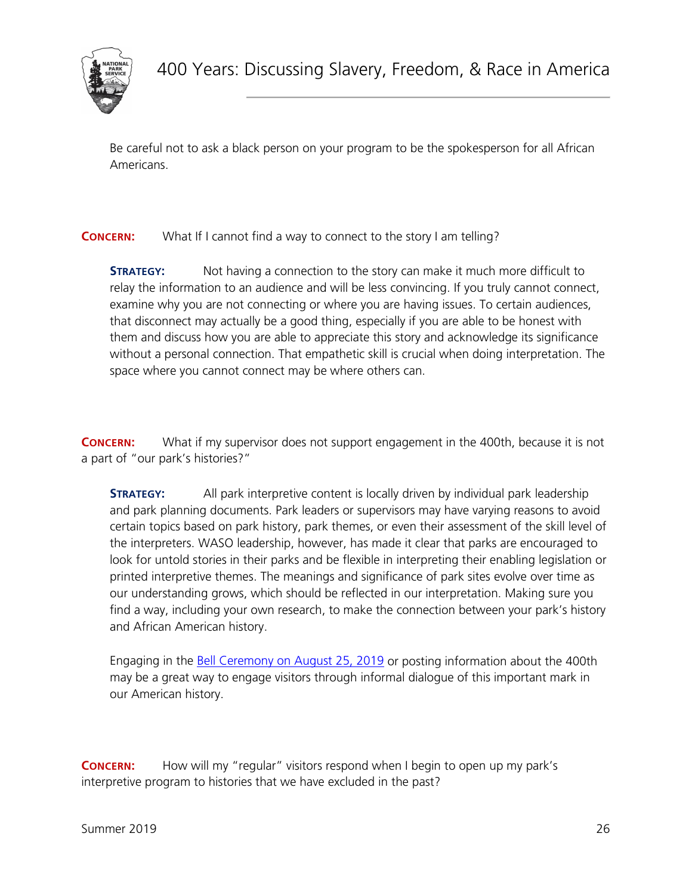Be careful not to ask a black person on your program to be the spokesperson for all African Americans.

**CONCERN:** What If I cannot find a way to connect to the story I am telling?

**STRATEGY:** Not having a connection to the story can make it much more difficult to relay the information to an audience and will be less convincing. If you truly cannot connect, examine why you are not connecting or where you are having issues. To certain audiences, that disconnect may actually be a good thing, especially if you are able to be honest with them and discuss how you are able to appreciate this story and acknowledge its significance without a personal connection. That empathetic skill is crucial when doing interpretation. The space where you cannot connect may be where others can.

**CONCERN:** What if my supervisor does not support engagement in the 400th, because it is not a part of "our park's histories?"

**STRATEGY:** All park interpretive content is locally driven by individual park leadership and park planning documents. Park leaders or supervisors may have varying reasons to avoid certain topics based on park history, park themes, or even their assessment of the skill level of the interpreters. WASO leadership, however, has made it clear that parks are encouraged to look for untold stories in their parks and be flexible in interpreting their enabling legislation or printed interpretive themes. The meanings and significance of park sites evolve over time as our understanding grows, which should be reflected in our interpretation. Making sure you find a way, including your own research, to make the connection between your park's history and African American history.

Engaging in the Bell Ceremony on August 25, 2019 or posting information about the 400th may be a great way to engage visitors through informal dialogue of this important mark in our American history.

**CONCERN:** How will my "regular" visitors respond when I begin to open up my park's interpretive program to histories that we have excluded in the past?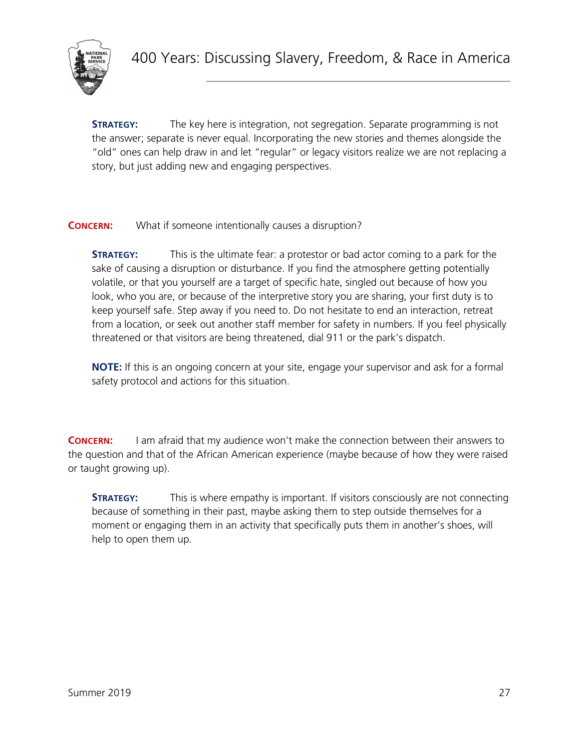**STRATEGY:** The key here is integration, not segregation. Separate programming is not the answer; separate is never equal. Incorporating the new stories and themes alongside the "old" ones can help draw in and let "regular" or legacy visitors realize we are not replacing a story, but just adding new and engaging perspectives.

**CONCERN:** What if someone intentionally causes a disruption?

**STRATEGY:** This is the ultimate fear: a protestor or bad actor coming to a park for the sake of causing a disruption or disturbance. If you find the atmosphere getting potentially volatile, or that you yourself are a target of specific hate, singled out because of how you look, who you are, or because of the interpretive story you are sharing, your first duty is to keep yourself safe. Step away if you need to. Do not hesitate to end an interaction, retreat from a location, or seek out another staff member for safety in numbers. If you feel physically threatened or that visitors are being threatened, dial 911 or the park's dispatch.

**NOTE:** If this is an ongoing concern at your site, engage your supervisor and ask for a formal safety protocol and actions for this situation.

**CONCERN:** I am afraid that my audience won't make the connection between their answers to the question and that of the African American experience (maybe because of how they were raised or taught growing up).

**STRATEGY:** This is where empathy is important. If visitors consciously are not connecting because of something in their past, maybe asking them to step outside themselves for a moment or engaging them in an activity that specifically puts them in another's shoes, will help to open them up.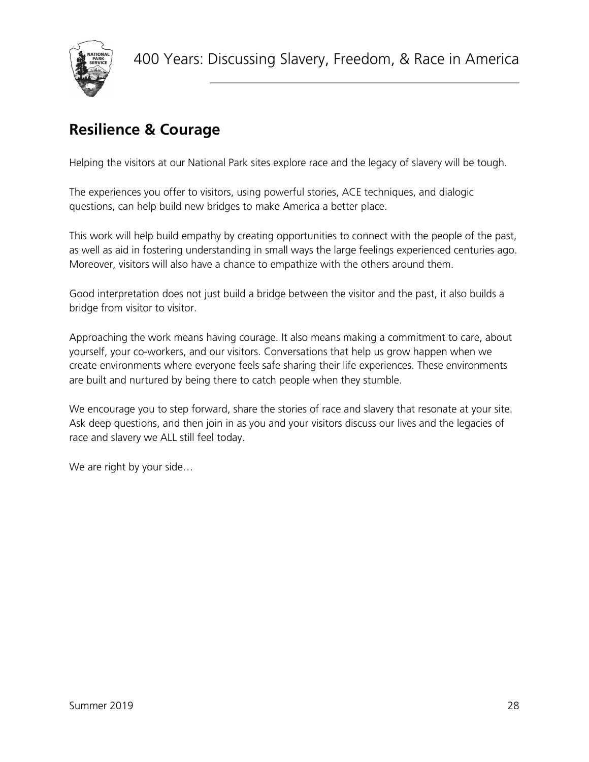## Resilience & Courage

Helping the visitors at our National Park sites explore race and the legacy of slavery will be tough.

The experiences you offer to visitors, using powerful stories, ACE techniques, and dialogic questions, can help build new bridges to make America a better place.

This work will help build empathy by creating opportunities to connect with the people of the past, as well as aid in fostering understanding in small ways the large feelings experienced centuries ago. Moreover, visitors will also have a chance to empathize with the others around them.

Good interpretation does not just build a bridge between the visitor and the past, it also builds a bridge from visitor to visitor.

Approaching the work means having courage. It also means making a commitment to care, about yourself, your co-workers, and our visitors. Conversations that help us grow happen when we create environments where everyone feels safe sharing their life experiences. These environments are built and nurtured by being there to catch people when they stumble.

We encourage you to step forward, share the stories of race and slavery that resonate at your site. Ask deep questions, and then join in as you and your visitors discuss our lives and the legacies of race and slavery we ALL still feel today.

We are right by your side…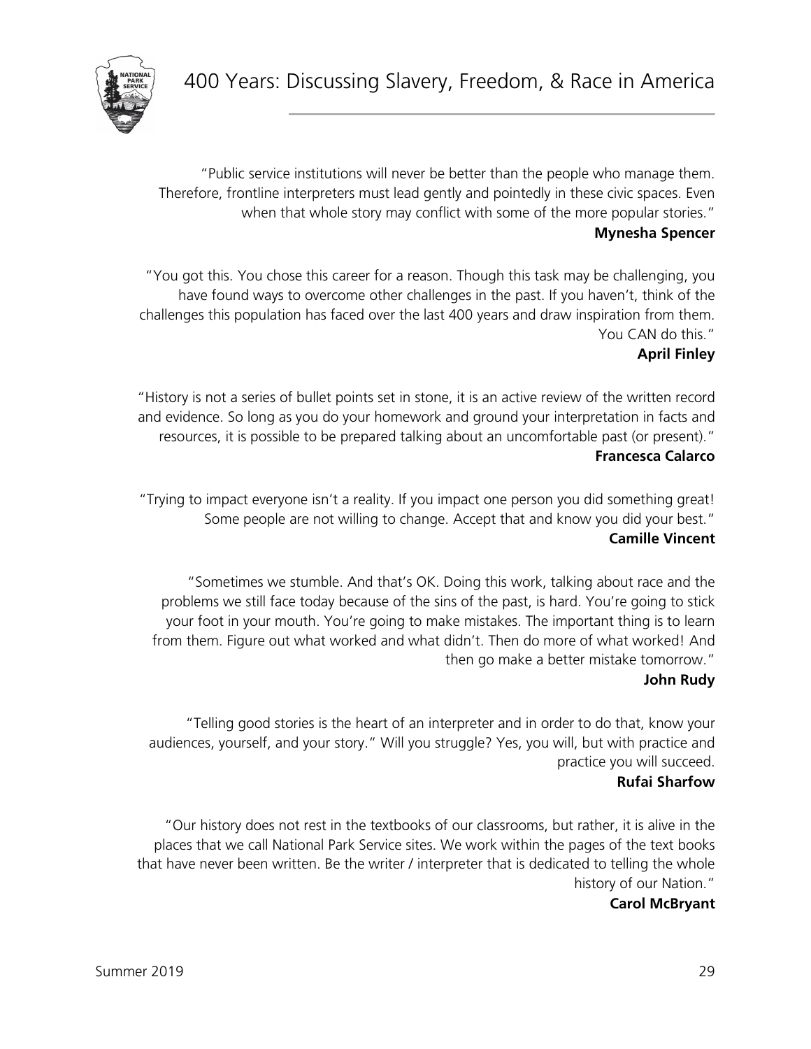"Public service institutions will never be better than the people who manage them. Therefore, frontline interpreters must lead gently and pointedly in these civic spaces. Even when that whole story may conflict with some of the more popular stories."

**Mynesha Spencer**

"You got this. You chose this career for a reason. Though this task may be challenging, you have found ways to overcome other challenges in the past. If you haven't, think of the challenges this population has faced over the last 400 years and draw inspiration from them. You CAN do this."

**April Finley**

"History is not a series of bullet points set in stone, it is an active review of the written record and evidence. So long as you do your homework and ground your interpretation in facts and resources, it is possible to be prepared talking about an uncomfortable past (or present)."

**Francesca Calarco**

"Trying to impact everyone isn't a reality. If you impact one person you did something great! Some people are not willing to change. Accept that and know you did your best."

**Camille Vincent**

"Sometimes we stumble. And that's OK. Doing this work, talking about race and the problems we still face today because of the sins of the past, is hard. You're going to stick your foot in your mouth. You're going to make mistakes. The important thing is to learn from them. Figure out what worked and what didn't. Then do more of what worked! And then go make a better mistake tomorrow."

**John Rudy**

"Telling good stories is the heart of an interpreter and in order to do that, know your audiences, yourself, and your story." Will you struggle? Yes, you will, but with practice and practice you will succeed.

**Rufai Sharfow**

"Our history does not rest in the textbooks of our classrooms, but rather, it is alive in the places that we call National Park Service sites. We work within the pages of the text books that have never been written. Be the writer / interpreter that is dedicated to telling the whole history of our Nation."

**Carol McBryant**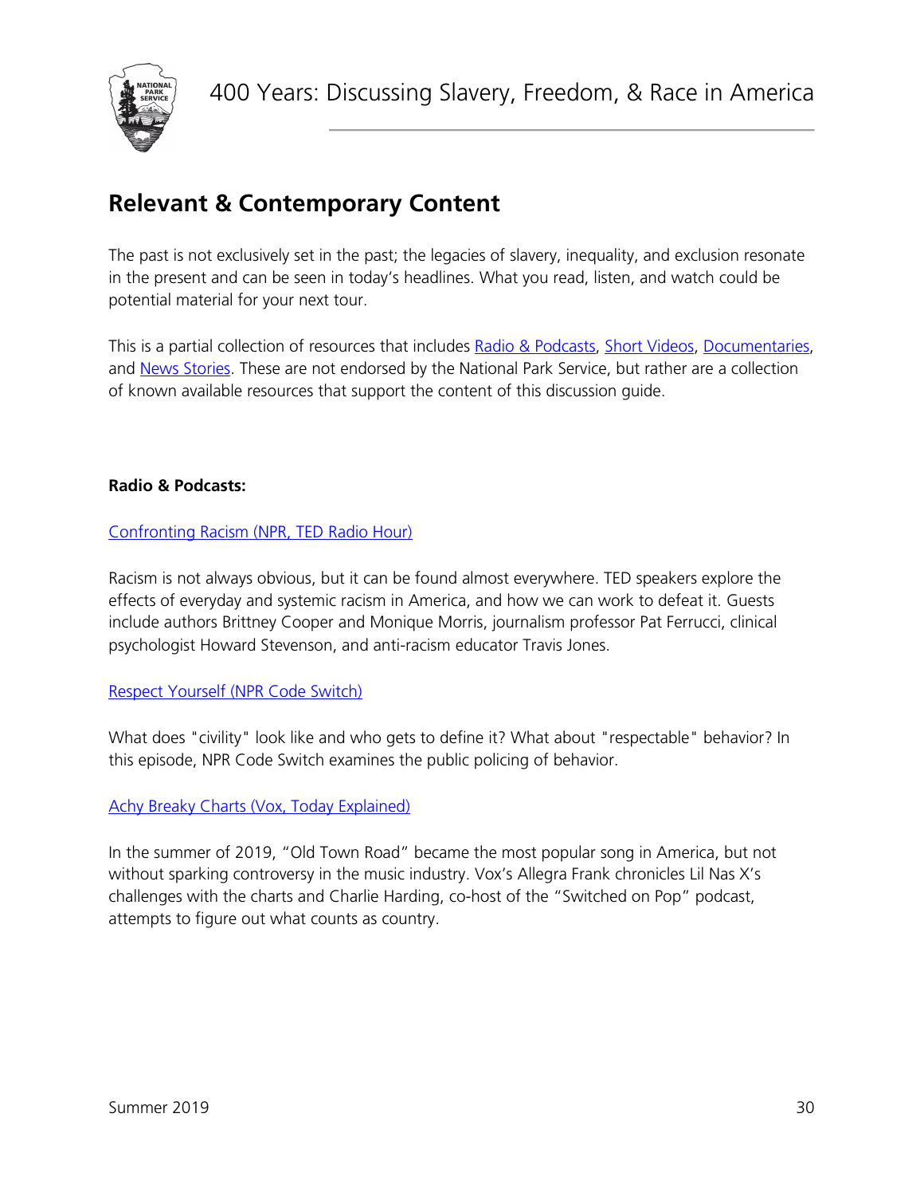## Relevant & Contemporary Content

The past is not exclusively set in the past; the legacies of slavery, inequality, and exclusion resonate in the present and can be seen in today's headlines. What you read, listen, and watch could be potential material for your next tour.

This is a partial collection of resources that includes Radio & Podcasts, Short Videos, Documentaries, and News Stories. These are not endorsed by the National Park Service, but rather are a collection of known available resources that support the content of this discussion guide.

**Radio & Podcasts:**

Confronting Racism (NPR, TED Radio Hour)

Racism is not always obvious, but it can be found almost everywhere. TED speakers explore the effects of everyday and systemic racism in America, and how we can work to defeat it. Guests include authors Brittney Cooper and Monique Morris, journalism professor Pat Ferrucci, clinical psychologist Howard Stevenson, and anti-racism educator Travis Jones.

Respect Yourself (NPR Code Switch)

What does "civility" look like and who gets to define it? What about "respectable" behavior? In this episode, NPR Code Switch examines the public policing of behavior.

Achy Breaky Charts (Vox, Today Explained)

In the summer of 2019, "Old Town Road" became the most popular song in America, but not without sparking controversy in the music industry. Vox's Allegra Frank chronicles Lil Nas X's challenges with the charts and Charlie Harding, co-host of the "Switched on Pop" podcast, attempts to figure out what counts as country.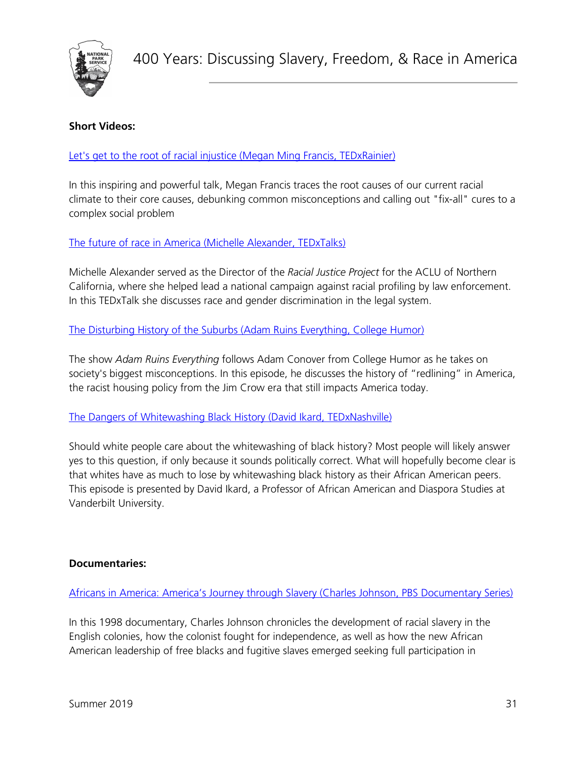**Short Videos:**

Let's get to the root of racial injustice (Megan Ming Francis, TEDxRainier)

In this inspiring and powerful talk, Megan Francis traces the root causes of our current racial climate to their core causes, debunking common misconceptions and calling out "fix-all" cures to a complex social problem

The future of race in America (Michelle Alexander, TEDxTalks)

Michelle Alexander served as the Director of the *Racial Justice Project* for the ACLU of Northern California, where she helped lead a national campaign against racial profiling by law enforcement. In this TEDxTalk she discusses race and gender discrimination in the legal system.

The Disturbing History of the Suburbs (Adam Ruins Everything, College Humor)

The show *Adam Ruins Everything* follows Adam Conover from College Humor as he takes on society's biggest misconceptions. In this episode, he discusses the history of "redlining" in America, the racist housing policy from the Jim Crow era that still impacts America today.

The Dangers of Whitewashing Black History (David Ikard, TEDxNashville)

Should white people care about the whitewashing of black history? Most people will likely answer yes to this question, if only because it sounds politically correct. What will hopefully become clear is that whites have as much to lose by whitewashing black history as their African American peers. This episode is presented by David Ikard, a Professor of African American and Diaspora Studies at Vanderbilt University.

**Documentaries:**

Africans in America: America's Journey through Slavery (Charles Johnson, PBS Documentary Series)

In this 1998 documentary, Charles Johnson chronicles the development of racial slavery in the English colonies, how the colonist fought for independence, as well as how the new African American leadership of free blacks and fugitive slaves emerged seeking full participation in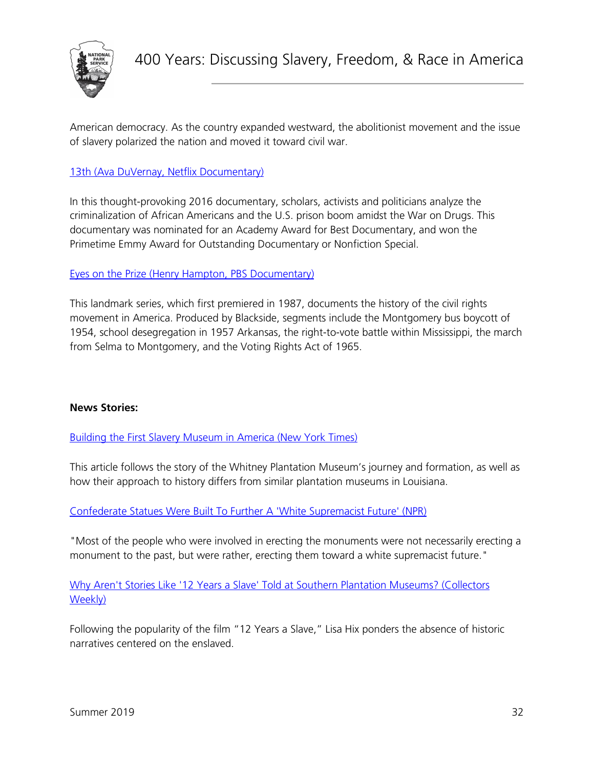American democracy. As the country expanded westward, the abolitionist movement and the issue of slavery polarized the nation and moved it toward civil war.

13th (Ava DuVernay, Netflix Documentary)

In this thought-provoking 2016 documentary, scholars, activists and politicians analyze the criminalization of African Americans and the U.S. prison boom amidst the War on Drugs. This documentary was nominated for an Academy Award for Best Documentary, and won the Primetime Emmy Award for Outstanding Documentary or Nonfiction Special.

Eyes on the Prize (Henry Hampton, PBS Documentary)

This landmark series, which first premiered in 1987, documents the history of the civil rights movement in America. Produced by Blackside, segments include the Montgomery bus boycott of 1954, school desegregation in 1957 Arkansas, the right-to-vote battle within Mississippi, the march from Selma to Montgomery, and the Voting Rights Act of 1965.

**News Stories:**

Building the First Slavery Museum in America (New York Times)

This article follows the story of the Whitney Plantation Museum's journey and formation, as well as how their approach to history differs from similar plantation museums in Louisiana.

Confederate Statues Were Built To Further A 'White Supremacist Future' (NPR)

"Most of the people who were involved in erecting the monuments were not necessarily erecting a monument to the past, but were rather, erecting them toward a white supremacist future."

Why Aren't Stories Like '12 Years a Slave' Told at Southern Plantation Museums? (Collectors Weekly)

Following the popularity of the film "12 Years a Slave," Lisa Hix ponders the absence of historic narratives centered on the enslaved.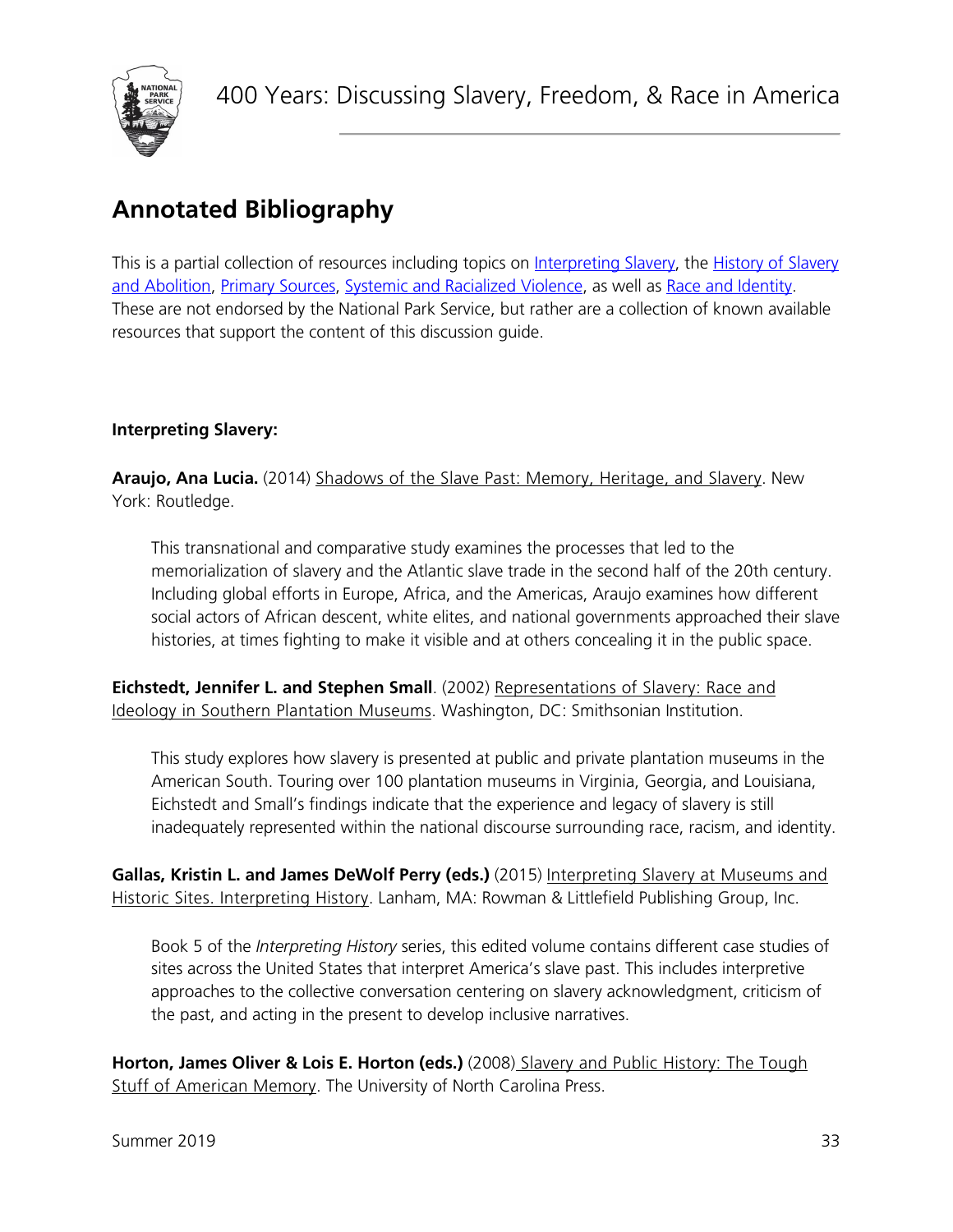## Annotated Bibliography

This is a partial collection of resources including topics on Interpreting Slavery, the History of Slavery and Abolition, Primary Sources, Systemic and Racialized Violence, as well as Race and Identity. These are not endorsed by the National Park Service, but rather are a collection of known available resources that support the content of this discussion guide.

**Interpreting Slavery:**

**Araujo, Ana Lucia.** (2014) Shadows of the Slave Past: Memory, Heritage, and Slavery. New York: Routledge.

> This transnational and comparative study examines the processes that led to the memorialization of slavery and the Atlantic slave trade in the second half of the 20th century. Including global efforts in Europe, Africa, and the Americas, Araujo examines how different social actors of African descent, white elites, and national governments approached their slave histories, at times fighting to make it visible and at others concealing it in the public space.

**Eichstedt, Jennifer L. and Stephen Small**. (2002) Representations of Slavery: Race and Ideology in Southern Plantation Museums. Washington, DC: Smithsonian Institution.

> This study explores how slavery is presented at public and private plantation museums in the American South. Touring over 100 plantation museums in Virginia, Georgia, and Louisiana, Eichstedt and Small's findings indicate that the experience and legacy of slavery is still inadequately represented within the national discourse surrounding race, racism, and identity.

**Gallas, Kristin L. and James DeWolf Perry (eds.)** (2015) Interpreting Slavery at Museums and Historic Sites. Interpreting History. Lanham, MA: Rowman & Littlefield Publishing Group, Inc.

> Book 5 of the *Interpreting History* series, this edited volume contains different case studies of sites across the United States that interpret America's slave past. This includes interpretive approaches to the collective conversation centering on slavery acknowledgment, criticism of the past, and acting in the present to develop inclusive narratives.

**Horton, James Oliver & Lois E. Horton (eds.)** (2008) Slavery and Public History: The Tough Stuff of American Memory. The University of North Carolina Press.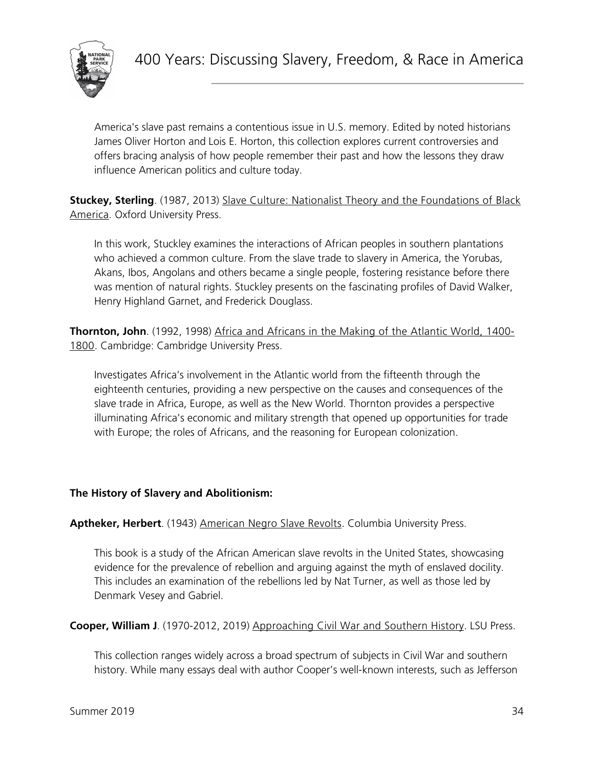America's slave past remains a contentious issue in U.S. memory. Edited by noted historians James Oliver Horton and Lois E. Horton, this collection explores current controversies and offers bracing analysis of how people remember their past and how the lessons they draw influence American politics and culture today.

**Stuckey, Sterling**. (1987, 2013) Slave Culture: Nationalist Theory and the Foundations of Black America. Oxford University Press.

In this work, Stuckley examines the interactions of African peoples in southern plantations who achieved a common culture. From the slave trade to slavery in America, the Yorubas, Akans, Ibos, Angolans and others became a single people, fostering resistance before there was mention of natural rights. Stuckley presents on the fascinating profiles of David Walker, Henry Highland Garnet, and Frederick Douglass.

**Thornton, John**. (1992, 1998) Africa and Africans in the Making of the Atlantic World, 1400-1800. Cambridge: Cambridge University Press.

Investigates Africa's involvement in the Atlantic world from the fifteenth through the eighteenth centuries, providing a new perspective on the causes and consequences of the slave trade in Africa, Europe, as well as the New World. Thornton provides a perspective illuminating Africa's economic and military strength that opened up opportunities for trade with Europe; the roles of Africans, and the reasoning for European colonization.

**The History of Slavery and Abolitionism:**

**Aptheker, Herbert**. (1943) American Negro Slave Revolts. Columbia University Press.

This book is a study of the African American slave revolts in the United States, showcasing evidence for the prevalence of rebellion and arguing against the myth of enslaved docility. This includes an examination of the rebellions led by Nat Turner, as well as those led by Denmark Vesey and Gabriel.

**Cooper, William J**. (1970-2012, 2019) Approaching Civil War and Southern History. LSU Press.

This collection ranges widely across a broad spectrum of subjects in Civil War and southern history. While many essays deal with author Cooper's well-known interests, such as Jefferson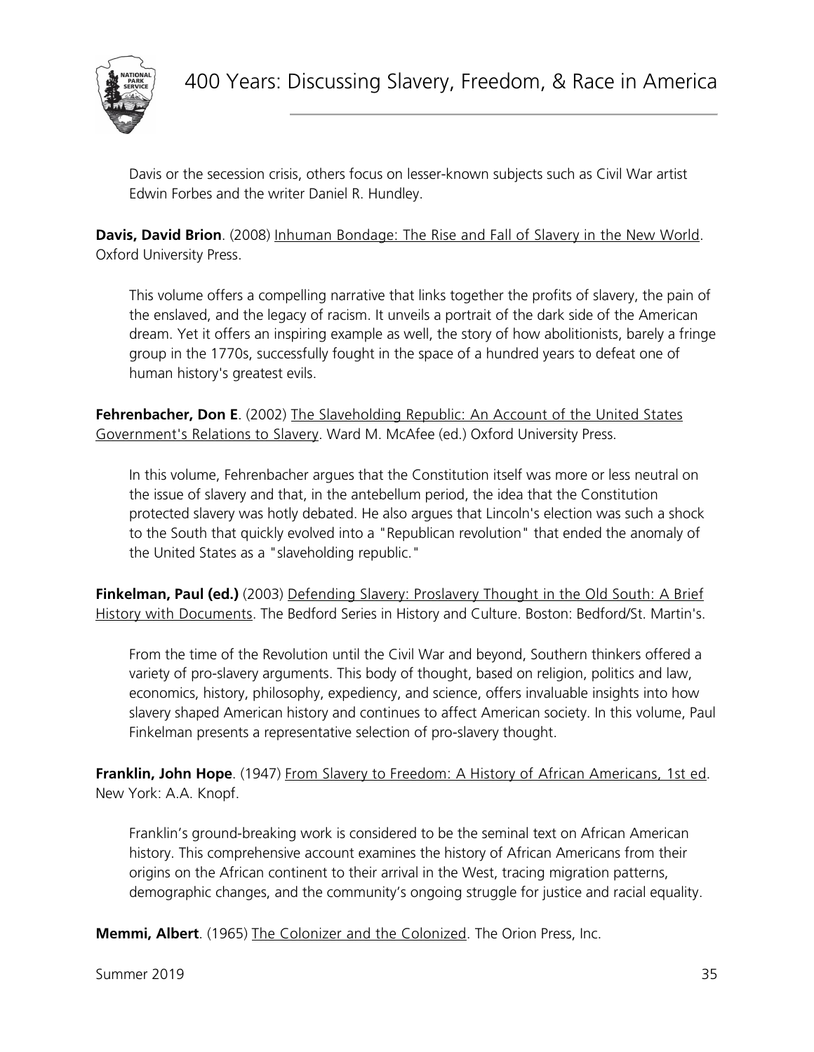Davis or the secession crisis, others focus on lesser-known subjects such as Civil War artist Edwin Forbes and the writer Daniel R. Hundley.

**Davis, David Brion**. (2008) Inhuman Bondage: The Rise and Fall of Slavery in the New World. Oxford University Press.

> This volume offers a compelling narrative that links together the profits of slavery, the pain of the enslaved, and the legacy of racism. It unveils a portrait of the dark side of the American dream. Yet it offers an inspiring example as well, the story of how abolitionists, barely a fringe group in the 1770s, successfully fought in the space of a hundred years to defeat one of human history's greatest evils.

**Fehrenbacher, Don E**. (2002) The Slaveholding Republic: An Account of the United States Government's Relations to Slavery. Ward M. McAfee (ed.) Oxford University Press.

> In this volume, Fehrenbacher argues that the Constitution itself was more or less neutral on the issue of slavery and that, in the antebellum period, the idea that the Constitution protected slavery was hotly debated. He also argues that Lincoln's election was such a shock to the South that quickly evolved into a "Republican revolution" that ended the anomaly of the United States as a "slaveholding republic."

**Finkelman, Paul (ed.)** (2003) Defending Slavery: Proslavery Thought in the Old South: A Brief History with Documents. The Bedford Series in History and Culture. Boston: Bedford/St. Martin's.

> From the time of the Revolution until the Civil War and beyond, Southern thinkers offered a variety of pro-slavery arguments. This body of thought, based on religion, politics and law, economics, history, philosophy, expediency, and science, offers invaluable insights into how slavery shaped American history and continues to affect American society. In this volume, Paul Finkelman presents a representative selection of pro-slavery thought.

**Franklin, John Hope**. (1947) From Slavery to Freedom: A History of African Americans, 1st ed. New York: A.A. Knopf.

> Franklin's ground-breaking work is considered to be the seminal text on African American history. This comprehensive account examines the history of African Americans from their origins on the African continent to their arrival in the West, tracing migration patterns, demographic changes, and the community's ongoing struggle for justice and racial equality.

**Memmi, Albert**. (1965) The Colonizer and the Colonized. The Orion Press, Inc.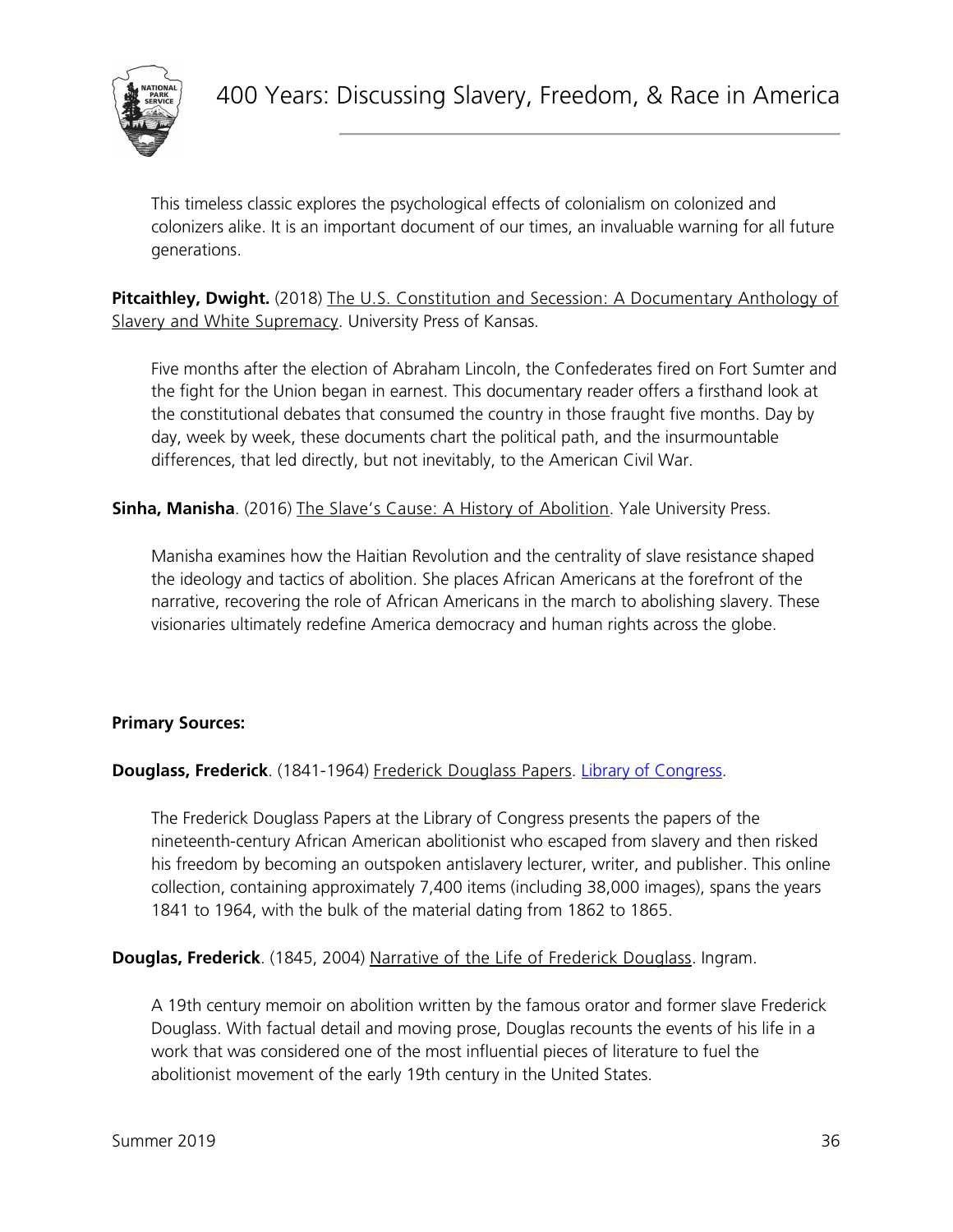This timeless classic explores the psychological effects of colonialism on colonized and colonizers alike. It is an important document of our times, an invaluable warning for all future generations.

**Pitcaithley, Dwight.** (2018) The U.S. Constitution and Secession: A Documentary Anthology of Slavery and White Supremacy. University Press of Kansas.

Five months after the election of Abraham Lincoln, the Confederates fired on Fort Sumter and the fight for the Union began in earnest. This documentary reader offers a firsthand look at the constitutional debates that consumed the country in those fraught five months. Day by day, week by week, these documents chart the political path, and the insurmountable differences, that led directly, but not inevitably, to the American Civil War.

**Sinha, Manisha**. (2016) The Slave's Cause: A History of Abolition. Yale University Press.

Manisha examines how the Haitian Revolution and the centrality of slave resistance shaped the ideology and tactics of abolition. She places African Americans at the forefront of the narrative, recovering the role of African Americans in the march to abolishing slavery. These visionaries ultimately redefine America democracy and human rights across the globe.

**Primary Sources:**

**Douglass, Frederick**. (1841-1964) Frederick Douglass Papers. Library of Congress.

The Frederick Douglass Papers at the Library of Congress presents the papers of the nineteenth-century African American abolitionist who escaped from slavery and then risked his freedom by becoming an outspoken antislavery lecturer, writer, and publisher. This online collection, containing approximately 7,400 items (including 38,000 images), spans the years 1841 to 1964, with the bulk of the material dating from 1862 to 1865.

**Douglas, Frederick**. (1845, 2004) Narrative of the Life of Frederick Douglass. Ingram.

A 19th century memoir on abolition written by the famous orator and former slave Frederick Douglass. With factual detail and moving prose, Douglas recounts the events of his life in a work that was considered one of the most influential pieces of literature to fuel the abolitionist movement of the early 19th century in the United States.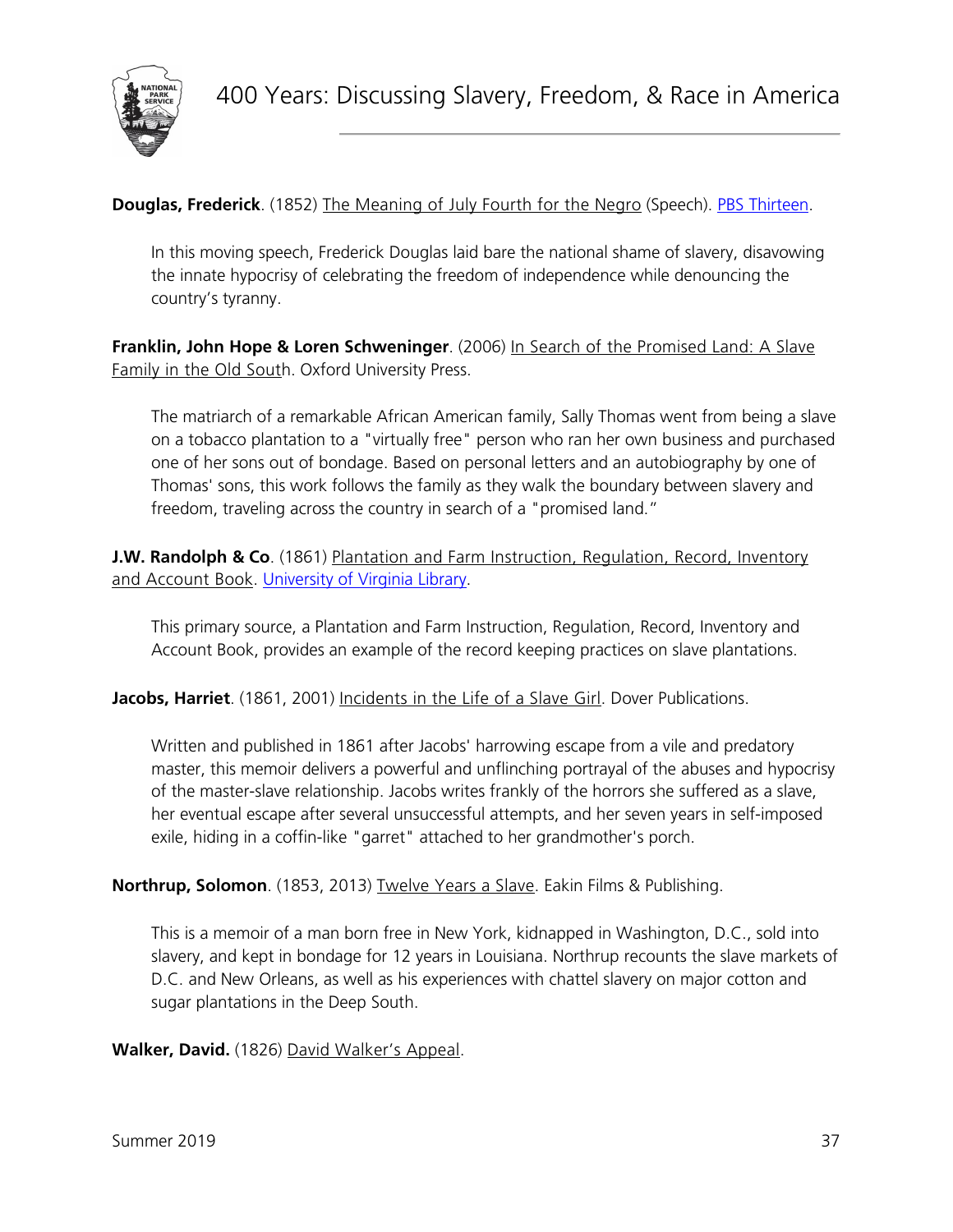**Douglas, Frederick**. (1852) The Meaning of July Fourth for the Negro (Speech). PBS Thirteen.

> In this moving speech, Frederick Douglas laid bare the national shame of slavery, disavowing the innate hypocrisy of celebrating the freedom of independence while denouncing the country's tyranny.

**Franklin, John Hope & Loren Schweninger**. (2006) In Search of the Promised Land: A Slave Family in the Old South. Oxford University Press.

> The matriarch of a remarkable African American family, Sally Thomas went from being a slave on a tobacco plantation to a "virtually free" person who ran her own business and purchased one of her sons out of bondage. Based on personal letters and an autobiography by one of Thomas' sons, this work follows the family as they walk the boundary between slavery and freedom, traveling across the country in search of a "promised land."

**J.W. Randolph & Co**. (1861) Plantation and Farm Instruction, Regulation, Record, Inventory and Account Book. University of Virginia Library.

> This primary source, a Plantation and Farm Instruction, Regulation, Record, Inventory and Account Book, provides an example of the record keeping practices on slave plantations.

**Jacobs, Harriet**. (1861, 2001) Incidents in the Life of a Slave Girl. Dover Publications.

> Written and published in 1861 after Jacobs' harrowing escape from a vile and predatory master, this memoir delivers a powerful and unflinching portrayal of the abuses and hypocrisy of the master-slave relationship. Jacobs writes frankly of the horrors she suffered as a slave, her eventual escape after several unsuccessful attempts, and her seven years in self-imposed exile, hiding in a coffin-like "garret" attached to her grandmother's porch.

**Northrup, Solomon**. (1853, 2013) Twelve Years a Slave. Eakin Films & Publishing.

> This is a memoir of a man born free in New York, kidnapped in Washington, D.C., sold into slavery, and kept in bondage for 12 years in Louisiana. Northrup recounts the slave markets of D.C. and New Orleans, as well as his experiences with chattel slavery on major cotton and sugar plantations in the Deep South.

**Walker, David.** (1826) David Walker's Appeal.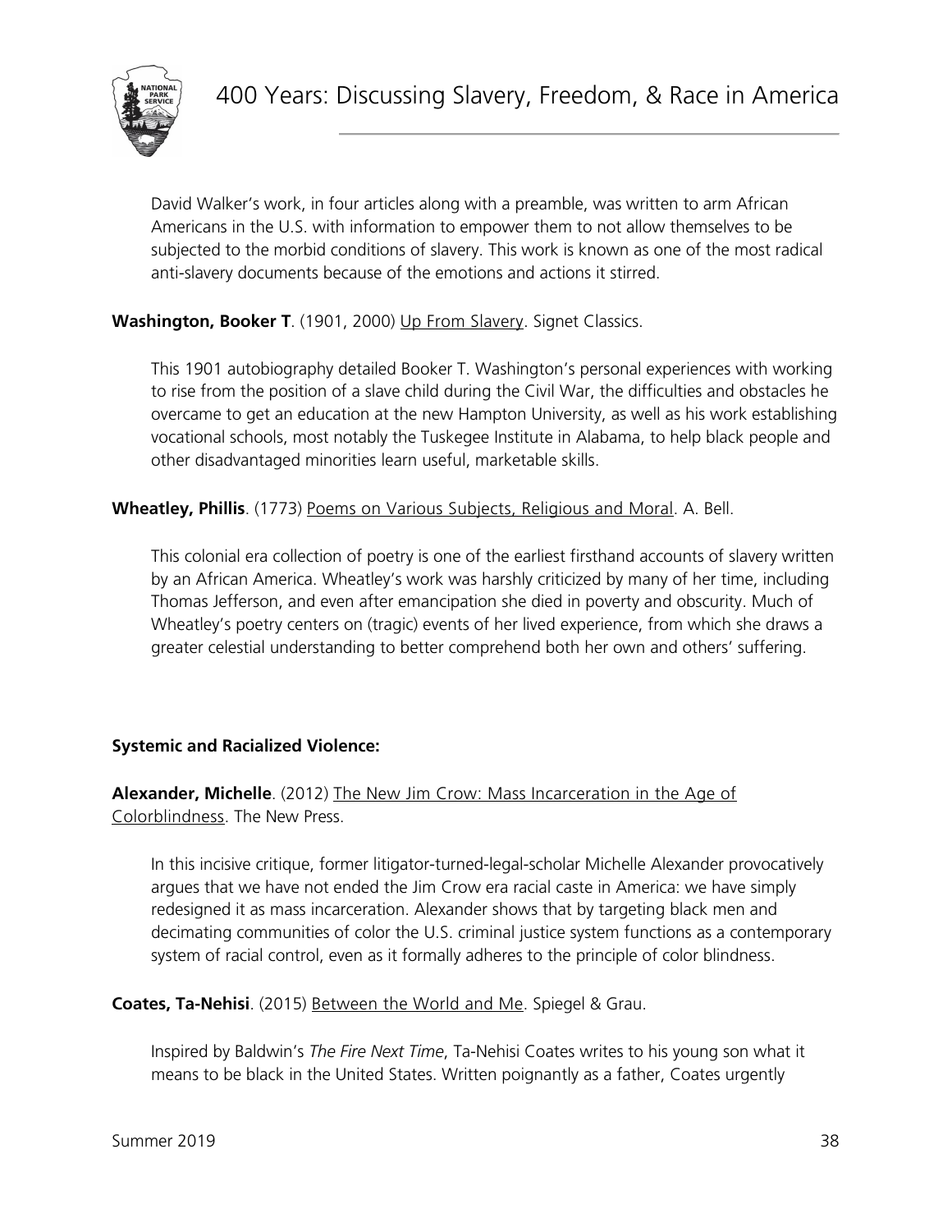David Walker's work, in four articles along with a preamble, was written to arm African Americans in the U.S. with information to empower them to not allow themselves to be subjected to the morbid conditions of slavery. This work is known as one of the most radical anti-slavery documents because of the emotions and actions it stirred.

**Washington, Booker T**. (1901, 2000) Up From Slavery. Signet Classics.

This 1901 autobiography detailed Booker T. Washington's personal experiences with working to rise from the position of a slave child during the Civil War, the difficulties and obstacles he overcame to get an education at the new Hampton University, as well as his work establishing vocational schools, most notably the Tuskegee Institute in Alabama, to help black people and other disadvantaged minorities learn useful, marketable skills.

**Wheatley, Phillis**. (1773) Poems on Various Subjects, Religious and Moral. A. Bell.

This colonial era collection of poetry is one of the earliest firsthand accounts of slavery written by an African America. Wheatley's work was harshly criticized by many of her time, including Thomas Jefferson, and even after emancipation she died in poverty and obscurity. Much of Wheatley's poetry centers on (tragic) events of her lived experience, from which she draws a greater celestial understanding to better comprehend both her own and others' suffering.

**Systemic and Racialized Violence:**

**Alexander, Michelle**. (2012) The New Jim Crow: Mass Incarceration in the Age of Colorblindness. The New Press.

In this incisive critique, former litigator-turned-legal-scholar Michelle Alexander provocatively argues that we have not ended the Jim Crow era racial caste in America: we have simply redesigned it as mass incarceration. Alexander shows that by targeting black men and decimating communities of color the U.S. criminal justice system functions as a contemporary system of racial control, even as it formally adheres to the principle of color blindness.

**Coates, Ta-Nehisi**. (2015) Between the World and Me. Spiegel & Grau.

Inspired by Baldwin's *The Fire Next Time*, Ta-Nehisi Coates writes to his young son what it means to be black in the United States. Written poignantly as a father, Coates urgently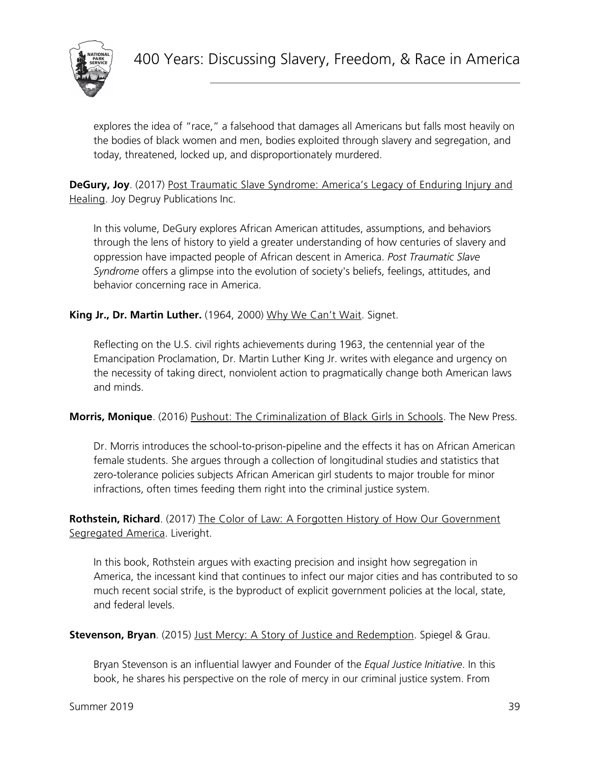explores the idea of "race," a falsehood that damages all Americans but falls most heavily on the bodies of black women and men, bodies exploited through slavery and segregation, and today, threatened, locked up, and disproportionately murdered.

**DeGury, Joy**. (2017) Post Traumatic Slave Syndrome: America's Legacy of Enduring Injury and Healing. Joy Degruy Publications Inc.

In this volume, DeGury explores African American attitudes, assumptions, and behaviors through the lens of history to yield a greater understanding of how centuries of slavery and oppression have impacted people of African descent in America. *Post Traumatic Slave Syndrome* offers a glimpse into the evolution of society's beliefs, feelings, attitudes, and behavior concerning race in America.

**King Jr., Dr. Martin Luther.** (1964, 2000) Why We Can't Wait. Signet.

Reflecting on the U.S. civil rights achievements during 1963, the centennial year of the Emancipation Proclamation, Dr. Martin Luther King Jr. writes with elegance and urgency on the necessity of taking direct, nonviolent action to pragmatically change both American laws and minds.

**Morris, Monique**. (2016) Pushout: The Criminalization of Black Girls in Schools. The New Press.

Dr. Morris introduces the school-to-prison-pipeline and the effects it has on African American female students. She argues through a collection of longitudinal studies and statistics that zero-tolerance policies subjects African American girl students to major trouble for minor infractions, often times feeding them right into the criminal justice system.

**Rothstein, Richard**. (2017) The Color of Law: A Forgotten History of How Our Government Segregated America. Liveright.

In this book, Rothstein argues with exacting precision and insight how segregation in America, the incessant kind that continues to infect our major cities and has contributed to so much recent social strife, is the byproduct of explicit government policies at the local, state, and federal levels.

**Stevenson, Bryan**. (2015) Just Mercy: A Story of Justice and Redemption. Spiegel & Grau.

Bryan Stevenson is an influential lawyer and Founder of the *Equal Justice Initiative*. In this book, he shares his perspective on the role of mercy in our criminal justice system. From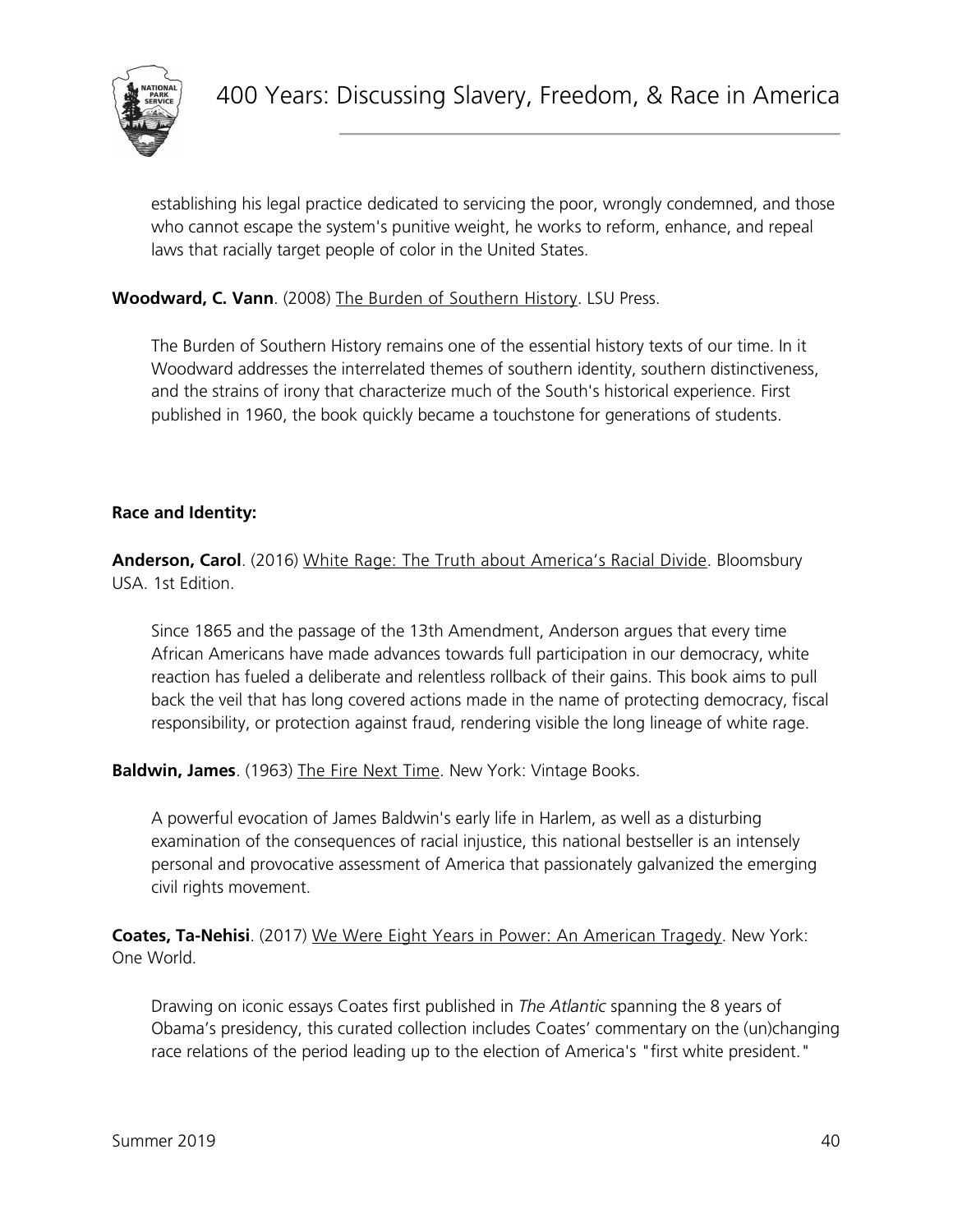establishing his legal practice dedicated to servicing the poor, wrongly condemned, and those who cannot escape the system's punitive weight, he works to reform, enhance, and repeal laws that racially target people of color in the United States.

**Woodward, C. Vann**. (2008) The Burden of Southern History. LSU Press.

The Burden of Southern History remains one of the essential history texts of our time. In it Woodward addresses the interrelated themes of southern identity, southern distinctiveness, and the strains of irony that characterize much of the South's historical experience. First published in 1960, the book quickly became a touchstone for generations of students.

**Race and Identity:**

**Anderson, Carol**. (2016) White Rage: The Truth about America's Racial Divide. Bloomsbury USA. 1st Edition.

Since 1865 and the passage of the 13th Amendment, Anderson argues that every time African Americans have made advances towards full participation in our democracy, white reaction has fueled a deliberate and relentless rollback of their gains. This book aims to pull back the veil that has long covered actions made in the name of protecting democracy, fiscal responsibility, or protection against fraud, rendering visible the long lineage of white rage.

**Baldwin, James**. (1963) The Fire Next Time. New York: Vintage Books.

A powerful evocation of James Baldwin's early life in Harlem, as well as a disturbing examination of the consequences of racial injustice, this national bestseller is an intensely personal and provocative assessment of America that passionately galvanized the emerging civil rights movement.

**Coates, Ta-Nehisi**. (2017) We Were Eight Years in Power: An American Tragedy. New York: One World.

Drawing on iconic essays Coates first published in *The Atlantic* spanning the 8 years of Obama's presidency, this curated collection includes Coates' commentary on the (un)changing race relations of the period leading up to the election of America's "first white president."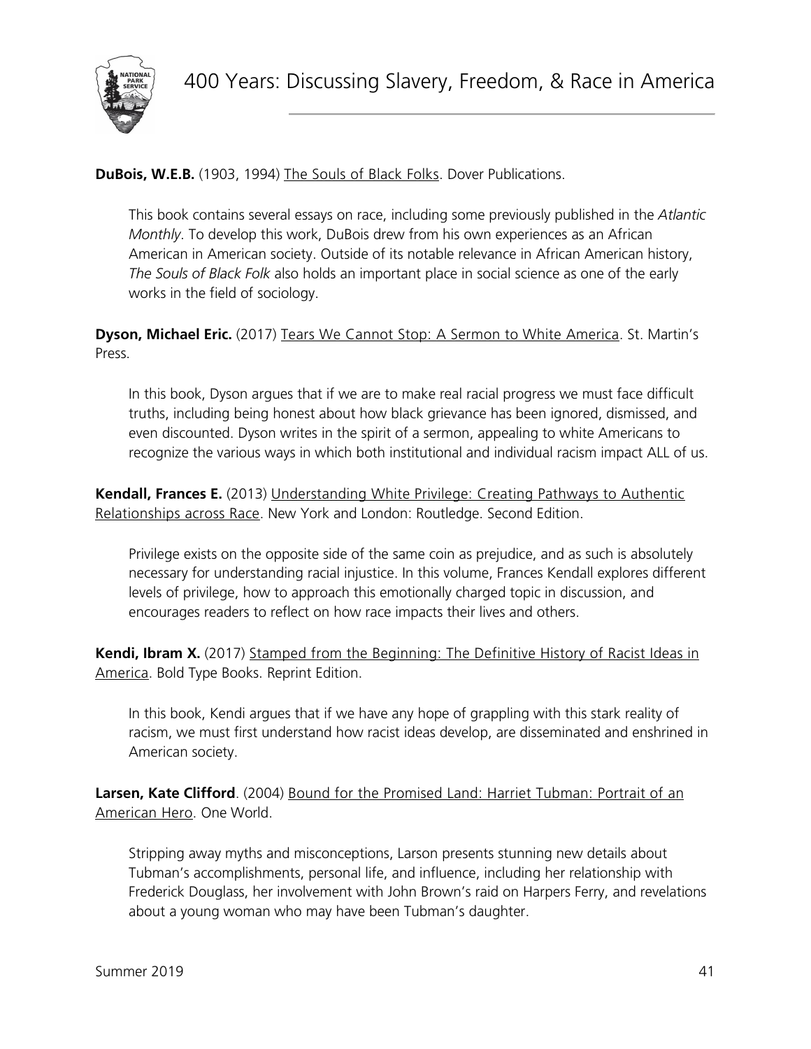**DuBois, W.E.B.** (1903, 1994) The Souls of Black Folks. Dover Publications.

> This book contains several essays on race, including some previously published in the *Atlantic Monthly*. To develop this work, DuBois drew from his own experiences as an African American in American society. Outside of its notable relevance in African American history, *The Souls of Black Folk* also holds an important place in social science as one of the early works in the field of sociology.

**Dyson, Michael Eric.** (2017) Tears We Cannot Stop: A Sermon to White America. St. Martin's Press.

> In this book, Dyson argues that if we are to make real racial progress we must face difficult truths, including being honest about how black grievance has been ignored, dismissed, and even discounted. Dyson writes in the spirit of a sermon, appealing to white Americans to recognize the various ways in which both institutional and individual racism impact ALL of us.

**Kendall, Frances E.** (2013) Understanding White Privilege: Creating Pathways to Authentic Relationships across Race. New York and London: Routledge. Second Edition.

> Privilege exists on the opposite side of the same coin as prejudice, and as such is absolutely necessary for understanding racial injustice. In this volume, Frances Kendall explores different levels of privilege, how to approach this emotionally charged topic in discussion, and encourages readers to reflect on how race impacts their lives and others.

**Kendi, Ibram X.** (2017) Stamped from the Beginning: The Definitive History of Racist Ideas in America. Bold Type Books. Reprint Edition.

> In this book, Kendi argues that if we have any hope of grappling with this stark reality of racism, we must first understand how racist ideas develop, are disseminated and enshrined in American society.

**Larsen, Kate Clifford**. (2004) Bound for the Promised Land: Harriet Tubman: Portrait of an American Hero. One World.

> Stripping away myths and misconceptions, Larson presents stunning new details about Tubman's accomplishments, personal life, and influence, including her relationship with Frederick Douglass, her involvement with John Brown's raid on Harpers Ferry, and revelations about a young woman who may have been Tubman's daughter.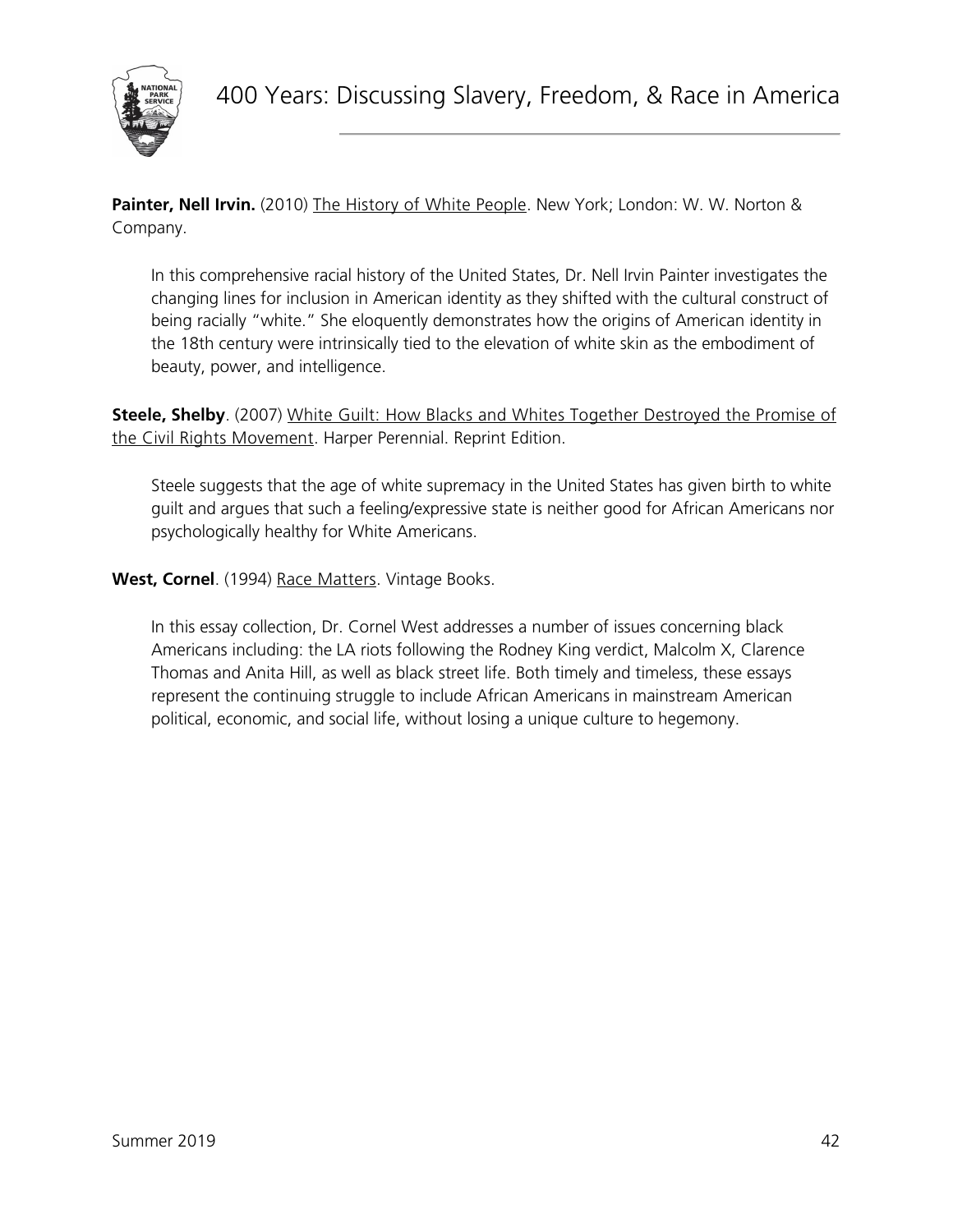**Painter, Nell Irvin.** (2010) The History of White People. New York; London: W. W. Norton & Company.

> In this comprehensive racial history of the United States, Dr. Nell Irvin Painter investigates the changing lines for inclusion in American identity as they shifted with the cultural construct of being racially "white." She eloquently demonstrates how the origins of American identity in the 18th century were intrinsically tied to the elevation of white skin as the embodiment of beauty, power, and intelligence.

**Steele, Shelby**. (2007) White Guilt: How Blacks and Whites Together Destroyed the Promise of the Civil Rights Movement. Harper Perennial. Reprint Edition.

> Steele suggests that the age of white supremacy in the United States has given birth to white guilt and argues that such a feeling/expressive state is neither good for African Americans nor psychologically healthy for White Americans.

**West, Cornel**. (1994) Race Matters. Vintage Books.

> In this essay collection, Dr. Cornel West addresses a number of issues concerning black Americans including: the LA riots following the Rodney King verdict, Malcolm X, Clarence Thomas and Anita Hill, as well as black street life. Both timely and timeless, these essays represent the continuing struggle to include African Americans in mainstream American political, economic, and social life, without losing a unique culture to hegemony.